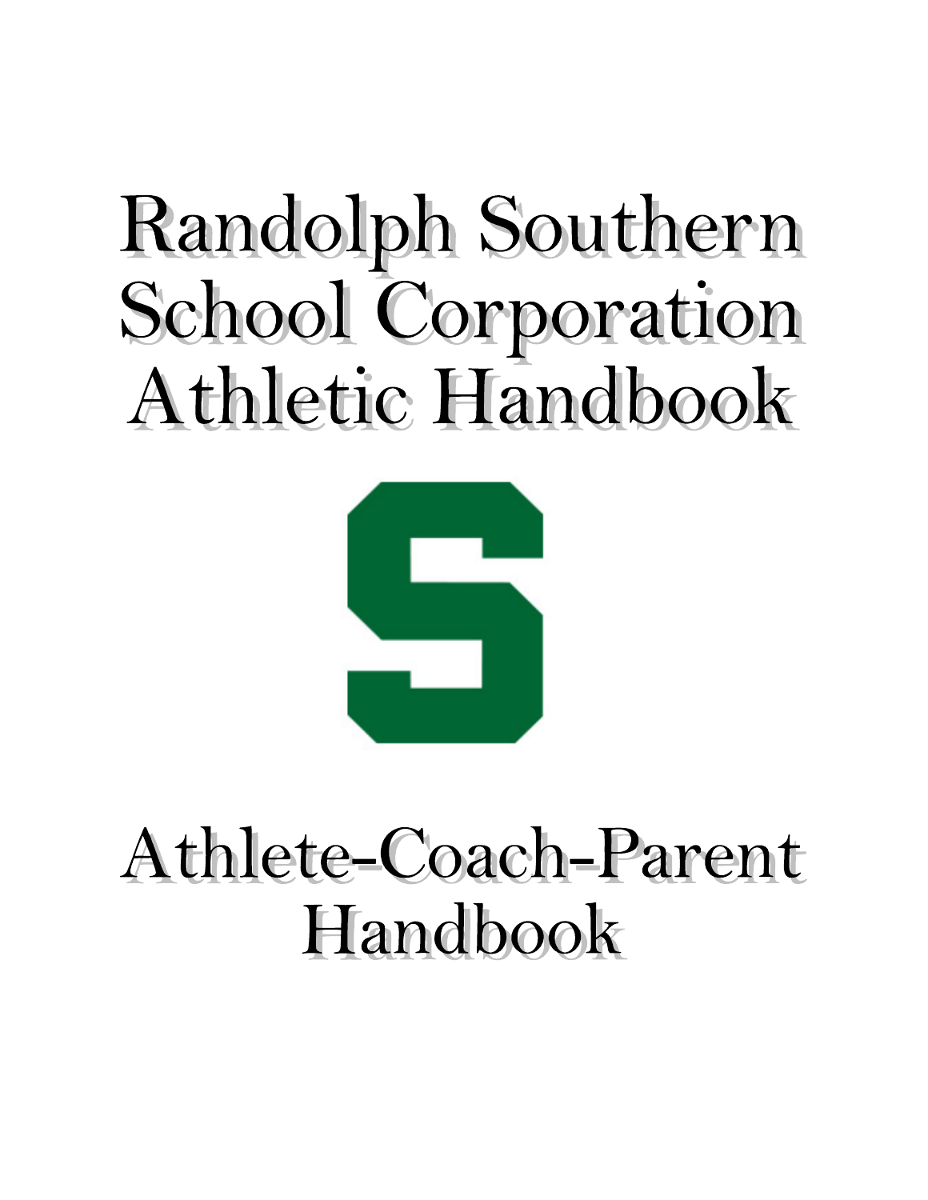# Randolph Southern School Corporation Athletic Handbook

# Athlete-Coach-Parent Handbook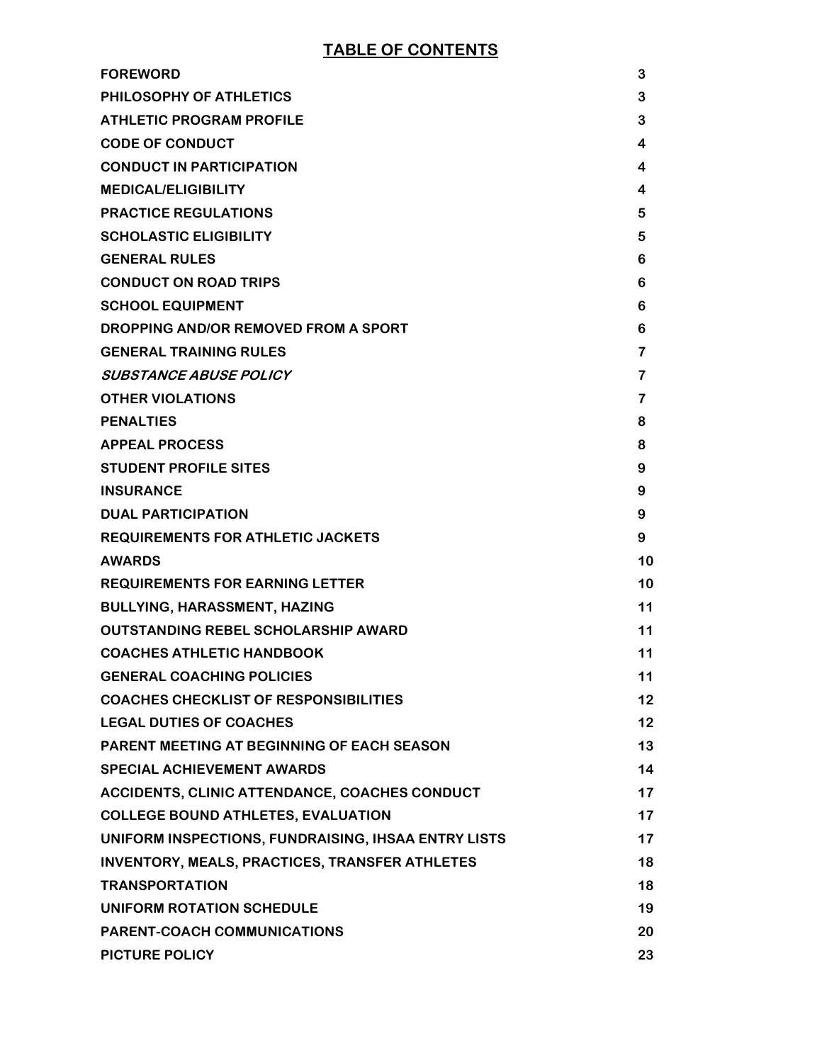# TABLE OF CONTENTS

| | |
|---|---|
| **FOREWORD** | **3** |
| **PHILOSOPHY OF ATHLETICS** | **3** |
| **ATHLETIC PROGRAM PROFILE** | **3** |
| **CODE OF CONDUCT** | **4** |
| **CONDUCT IN PARTICIPATION** | **4** |
| **MEDICAL/ELIGIBILITY** | **4** |
| **PRACTICE REGULATIONS** | **5** |
| **SCHOLASTIC ELIGIBILITY** | **5** |
| **GENERAL RULES** | **6** |
| **CONDUCT ON ROAD TRIPS** | **6** |
| **SCHOOL EQUIPMENT** | **6** |
| **DROPPING AND/OR REMOVED FROM A SPORT** | **6** |
| **GENERAL TRAINING RULES** | **7** |
| ***SUBSTANCE ABUSE POLICY*** | **7** |
| **OTHER VIOLATIONS** | **7** |
| **PENALTIES** | **8** |
| **APPEAL PROCESS** | **8** |
| **STUDENT PROFILE SITES** | **9** |
| **INSURANCE** | **9** |
| **DUAL PARTICIPATION** | **9** |
| **REQUIREMENTS FOR ATHLETIC JACKETS** | **9** |
| **AWARDS** | **10** |
| **REQUIREMENTS FOR EARNING LETTER** | **10** |
| **BULLYING, HARASSMENT, HAZING** | **11** |
| **OUTSTANDING REBEL SCHOLARSHIP AWARD** | **11** |
| **COACHES ATHLETIC HANDBOOK** | **11** |
| **GENERAL COACHING POLICIES** | **11** |
| **COACHES CHECKLIST OF RESPONSIBILITIES** | **12** |
| **LEGAL DUTIES OF COACHES** | **12** |
| **PARENT MEETING AT BEGINNING OF EACH SEASON** | **13** |
| **SPECIAL ACHIEVEMENT AWARDS** | **14** |
| **ACCIDENTS, CLINIC ATTENDANCE, COACHES CONDUCT** | **17** |
| **COLLEGE BOUND ATHLETES, EVALUATION** | **17** |
| **UNIFORM INSPECTIONS, FUNDRAISING, IHSAA ENTRY LISTS** | **17** |
| **INVENTORY, MEALS, PRACTICES, TRANSFER ATHLETES** | **18** |
| **TRANSPORTATION** | **18** |
| **UNIFORM ROTATION SCHEDULE** | **19** |
| **PARENT-COACH COMMUNICATIONS** | **20** |
| **PICTURE POLICY** | **23** |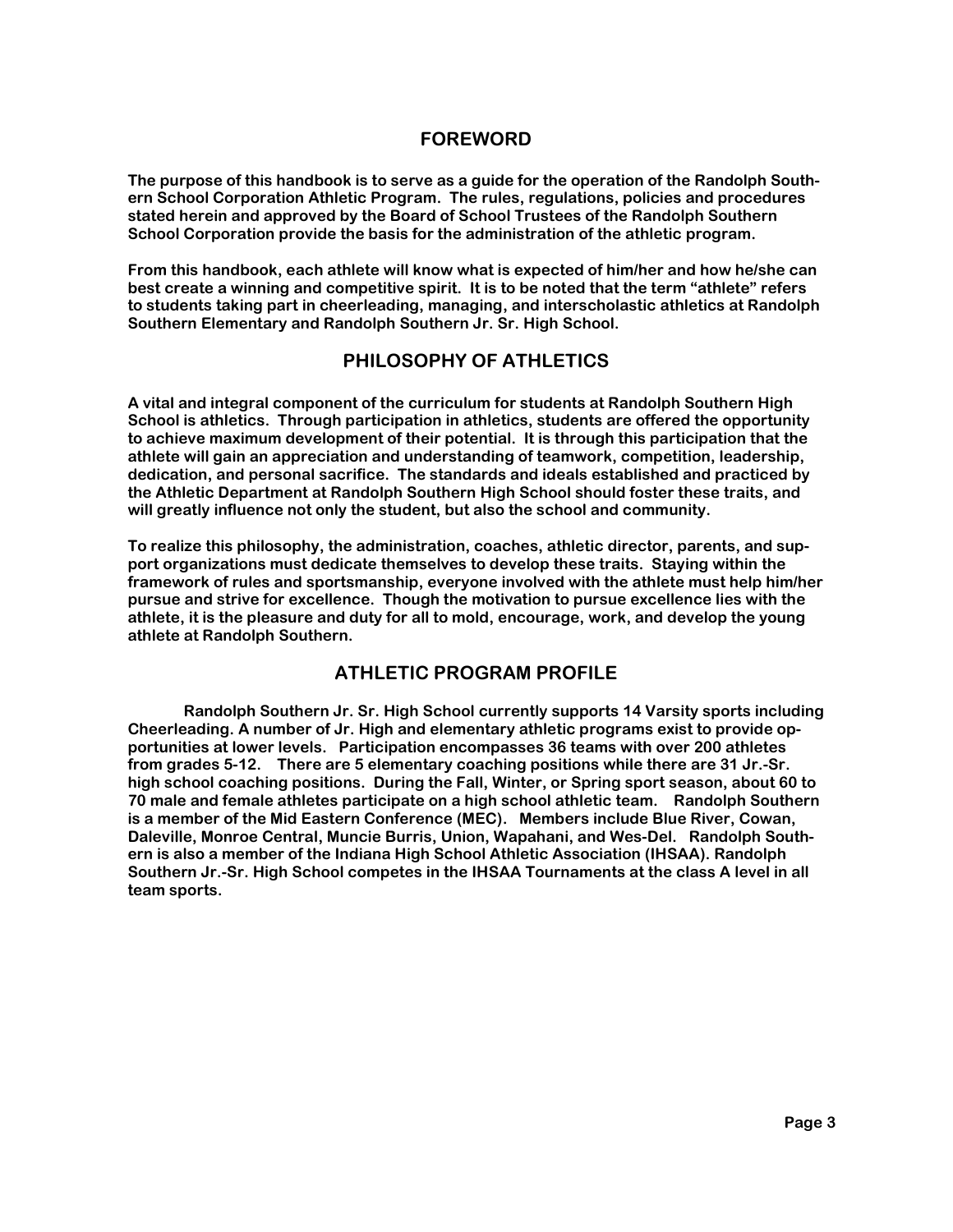## FOREWORD

The purpose of this handbook is to serve as a guide for the operation of the Randolph Southern School Corporation Athletic Program. The rules, regulations, policies and procedures stated herein and approved by the Board of School Trustees of the Randolph Southern School Corporation provide the basis for the administration of the athletic program.

From this handbook, each athlete will know what is expected of him/her and how he/she can best create a winning and competitive spirit. It is to be noted that the term "athlete" refers to students taking part in cheerleading, managing, and interscholastic athletics at Randolph Southern Elementary and Randolph Southern Jr. Sr. High School.

## PHILOSOPHY OF ATHLETICS

A vital and integral component of the curriculum for students at Randolph Southern High School is athletics. Through participation in athletics, students are offered the opportunity to achieve maximum development of their potential. It is through this participation that the athlete will gain an appreciation and understanding of teamwork, competition, leadership, dedication, and personal sacrifice. The standards and ideals established and practiced by the Athletic Department at Randolph Southern High School should foster these traits, and will greatly influence not only the student, but also the school and community.

To realize this philosophy, the administration, coaches, athletic director, parents, and support organizations must dedicate themselves to develop these traits. Staying within the framework of rules and sportsmanship, everyone involved with the athlete must help him/her pursue and strive for excellence. Though the motivation to pursue excellence lies with the athlete, it is the pleasure and duty for all to mold, encourage, work, and develop the young athlete at Randolph Southern.

## ATHLETIC PROGRAM PROFILE

Randolph Southern Jr. Sr. High School currently supports 14 Varsity sports including Cheerleading. A number of Jr. High and elementary athletic programs exist to provide opportunities at lower levels. Participation encompasses 36 teams with over 200 athletes from grades 5-12. There are 5 elementary coaching positions while there are 31 Jr.-Sr. high school coaching positions. During the Fall, Winter, or Spring sport season, about 60 to 70 male and female athletes participate on a high school athletic team. Randolph Southern is a member of the Mid Eastern Conference (MEC). Members include Blue River, Cowan, Daleville, Monroe Central, Muncie Burris, Union, Wapahani, and Wes-Del. Randolph Southern is also a member of the Indiana High School Athletic Association (IHSAA). Randolph Southern Jr.-Sr. High School competes in the IHSAA Tournaments at the class A level in all team sports.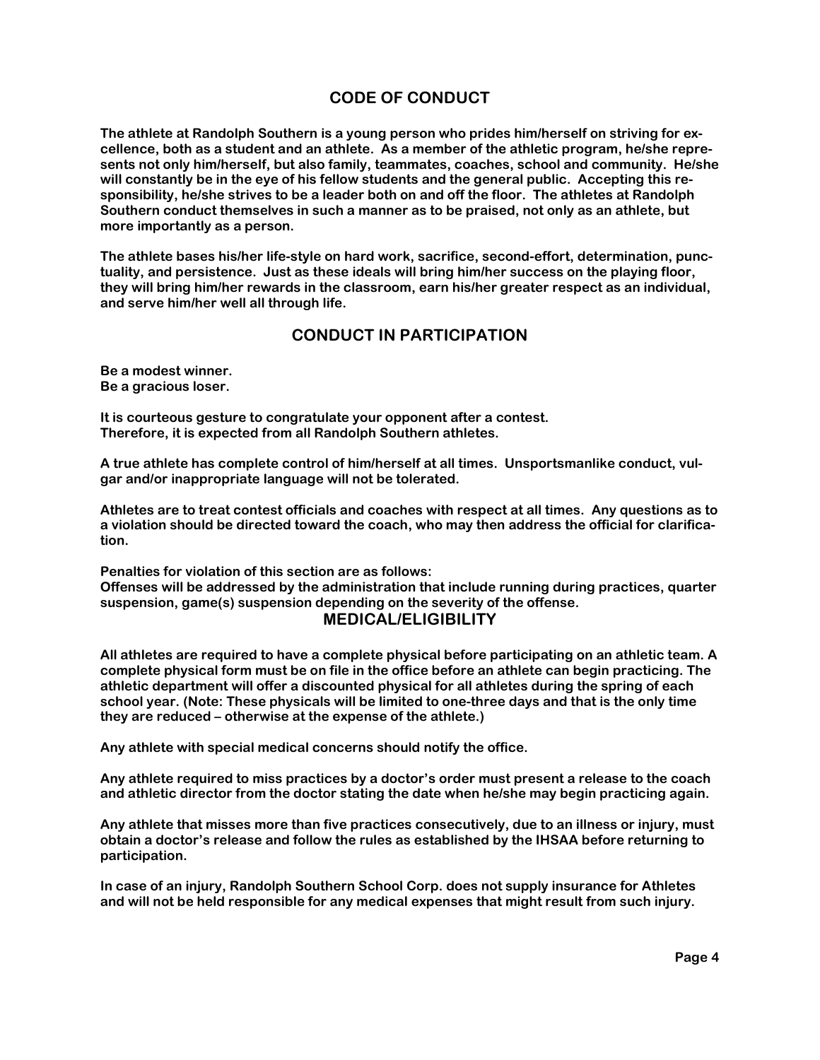## CODE OF CONDUCT

The athlete at Randolph Southern is a young person who prides him/herself on striving for excellence, both as a student and an athlete. As a member of the athletic program, he/she represents not only him/herself, but also family, teammates, coaches, school and community. He/she will constantly be in the eye of his fellow students and the general public. Accepting this responsibility, he/she strives to be a leader both on and off the floor. The athletes at Randolph Southern conduct themselves in such a manner as to be praised, not only as an athlete, but more importantly as a person.

The athlete bases his/her life-style on hard work, sacrifice, second-effort, determination, punctuality, and persistence. Just as these ideals will bring him/her success on the playing floor, they will bring him/her rewards in the classroom, earn his/her greater respect as an individual, and serve him/her well all through life.

## CONDUCT IN PARTICIPATION

Be a modest winner.
Be a gracious loser.

It is courteous gesture to congratulate your opponent after a contest.
Therefore, it is expected from all Randolph Southern athletes.

A true athlete has complete control of him/herself at all times. Unsportsmanlike conduct, vulgar and/or inappropriate language will not be tolerated.

Athletes are to treat contest officials and coaches with respect at all times. Any questions as to a violation should be directed toward the coach, who may then address the official for clarification.

Penalties for violation of this section are as follows:
Offenses will be addressed by the administration that include running during practices, quarter suspension, game(s) suspension depending on the severity of the offense.

## MEDICAL/ELIGIBILITY

All athletes are required to have a complete physical before participating on an athletic team. A complete physical form must be on file in the office before an athlete can begin practicing. The athletic department will offer a discounted physical for all athletes during the spring of each school year. (Note: These physicals will be limited to one-three days and that is the only time they are reduced – otherwise at the expense of the athlete.)

Any athlete with special medical concerns should notify the office.

Any athlete required to miss practices by a doctor's order must present a release to the coach and athletic director from the doctor stating the date when he/she may begin practicing again.

Any athlete that misses more than five practices consecutively, due to an illness or injury, must obtain a doctor's release and follow the rules as established by the IHSAA before returning to participation.

In case of an injury, Randolph Southern School Corp. does not supply insurance for Athletes and will not be held responsible for any medical expenses that might result from such injury.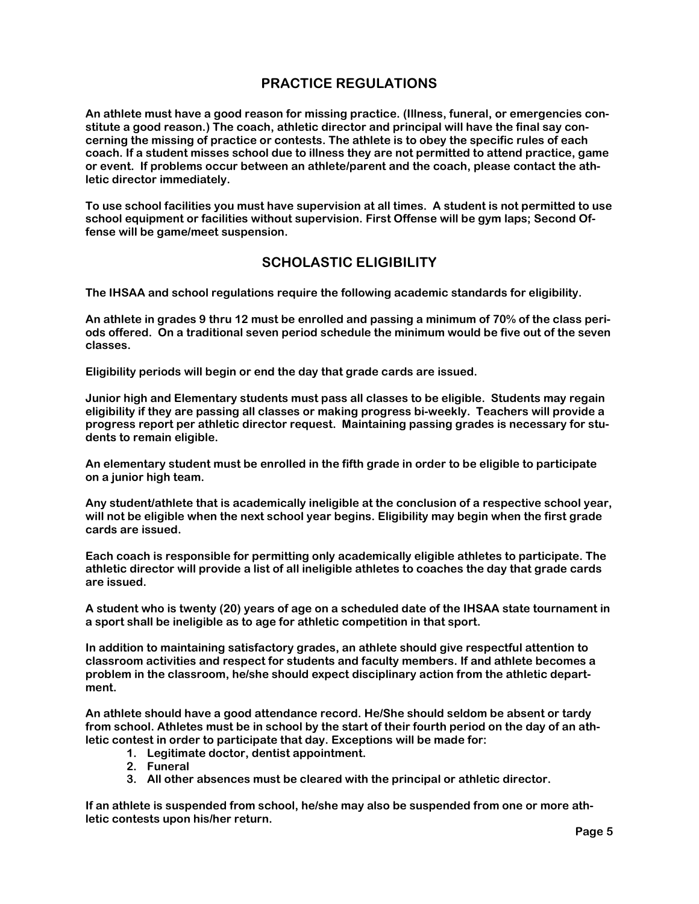## PRACTICE REGULATIONS

An athlete must have a good reason for missing practice. (Illness, funeral, or emergencies constitute a good reason.) The coach, athletic director and principal will have the final say concerning the missing of practice or contests. The athlete is to obey the specific rules of each coach. If a student misses school due to illness they are not permitted to attend practice, game or event. If problems occur between an athlete/parent and the coach, please contact the athletic director immediately.

To use school facilities you must have supervision at all times. A student is not permitted to use school equipment or facilities without supervision. First Offense will be gym laps; Second Offense will be game/meet suspension.

## SCHOLASTIC ELIGIBILITY

The IHSAA and school regulations require the following academic standards for eligibility.

An athlete in grades 9 thru 12 must be enrolled and passing a minimum of 70% of the class periods offered. On a traditional seven period schedule the minimum would be five out of the seven classes.

Eligibility periods will begin or end the day that grade cards are issued.

Junior high and Elementary students must pass all classes to be eligible. Students may regain eligibility if they are passing all classes or making progress bi-weekly. Teachers will provide a progress report per athletic director request. Maintaining passing grades is necessary for students to remain eligible.

An elementary student must be enrolled in the fifth grade in order to be eligible to participate on a junior high team.

Any student/athlete that is academically ineligible at the conclusion of a respective school year, will not be eligible when the next school year begins. Eligibility may begin when the first grade cards are issued.

Each coach is responsible for permitting only academically eligible athletes to participate. The athletic director will provide a list of all ineligible athletes to coaches the day that grade cards are issued.

A student who is twenty (20) years of age on a scheduled date of the IHSAA state tournament in a sport shall be ineligible as to age for athletic competition in that sport.

In addition to maintaining satisfactory grades, an athlete should give respectful attention to classroom activities and respect for students and faculty members. If and athlete becomes a problem in the classroom, he/she should expect disciplinary action from the athletic department.

An athlete should have a good attendance record. He/She should seldom be absent or tardy from school. Athletes must be in school by the start of their fourth period on the day of an athletic contest in order to participate that day. Exceptions will be made for:

1. Legitimate doctor, dentist appointment.
2. Funeral
3. All other absences must be cleared with the principal or athletic director.

If an athlete is suspended from school, he/she may also be suspended from one or more athletic contests upon his/her return.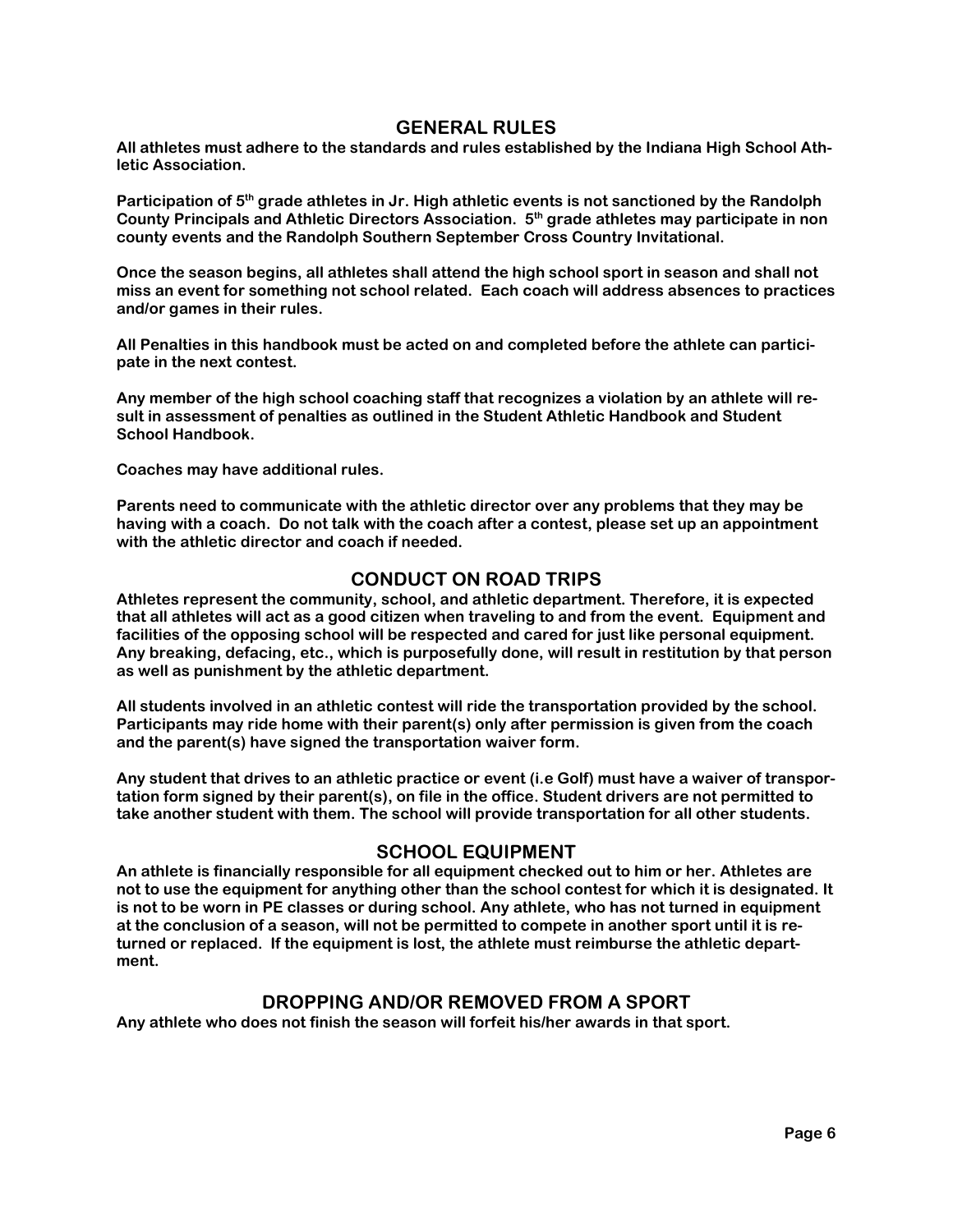## GENERAL RULES

**All athletes must adhere to the standards and rules established by the Indiana High School Athletic Association.**

**Participation of 5th grade athletes in Jr. High athletic events is not sanctioned by the Randolph County Principals and Athletic Directors Association. 5th grade athletes may participate in non county events and the Randolph Southern September Cross Country Invitational.**

**Once the season begins, all athletes shall attend the high school sport in season and shall not miss an event for something not school related. Each coach will address absences to practices and/or games in their rules.**

**All Penalties in this handbook must be acted on and completed before the athlete can participate in the next contest.**

**Any member of the high school coaching staff that recognizes a violation by an athlete will result in assessment of penalties as outlined in the Student Athletic Handbook and Student School Handbook.**

**Coaches may have additional rules.**

**Parents need to communicate with the athletic director over any problems that they may be having with a coach. Do not talk with the coach after a contest, please set up an appointment with the athletic director and coach if needed.**

## CONDUCT ON ROAD TRIPS

**Athletes represent the community, school, and athletic department. Therefore, it is expected that all athletes will act as a good citizen when traveling to and from the event. Equipment and facilities of the opposing school will be respected and cared for just like personal equipment. Any breaking, defacing, etc., which is purposefully done, will result in restitution by that person as well as punishment by the athletic department.**

**All students involved in an athletic contest will ride the transportation provided by the school. Participants may ride home with their parent(s) only after permission is given from the coach and the parent(s) have signed the transportation waiver form.**

**Any student that drives to an athletic practice or event (i.e Golf) must have a waiver of transportation form signed by their parent(s), on file in the office. Student drivers are not permitted to take another student with them. The school will provide transportation for all other students.**

## SCHOOL EQUIPMENT

**An athlete is financially responsible for all equipment checked out to him or her. Athletes are not to use the equipment for anything other than the school contest for which it is designated. It is not to be worn in PE classes or during school. Any athlete, who has not turned in equipment at the conclusion of a season, will not be permitted to compete in another sport until it is returned or replaced. If the equipment is lost, the athlete must reimburse the athletic department.**

## DROPPING AND/OR REMOVED FROM A SPORT

**Any athlete who does not finish the season will forfeit his/her awards in that sport.**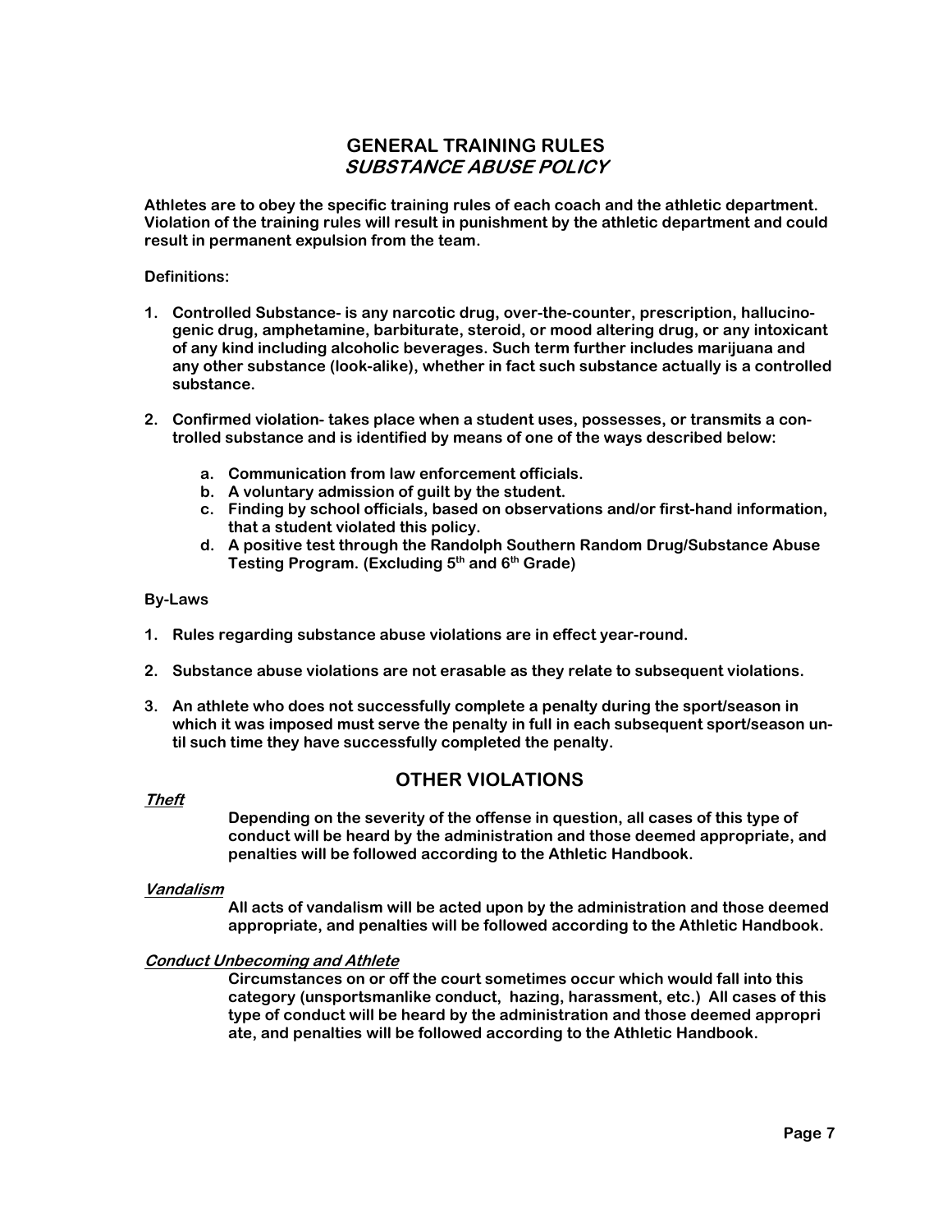## GENERAL TRAINING RULES
### *SUBSTANCE ABUSE POLICY*

**Athletes are to obey the specific training rules of each coach and the athletic department. Violation of the training rules will result in punishment by the athletic department and could result in permanent expulsion from the team.**

**Definitions:**

1. **Controlled Substance- is any narcotic drug, over-the-counter, prescription, hallucinogenic drug, amphetamine, barbiturate, steroid, or mood altering drug, or any intoxicant of any kind including alcoholic beverages. Such term further includes marijuana and any other substance (look-alike), whether in fact such substance actually is a controlled substance.**

2. **Confirmed violation- takes place when a student uses, possesses, or transmits a controlled substance and is identified by means of one of the ways described below:**
   a. **Communication from law enforcement officials.**
   b. **A voluntary admission of guilt by the student.**
   c. **Finding by school officials, based on observations and/or first-hand information, that a student violated this policy.**
   d. **A positive test through the Randolph Southern Random Drug/Substance Abuse Testing Program. (Excluding 5th and 6th Grade)**

**By-Laws**

1. **Rules regarding substance abuse violations are in effect year-round.**

2. **Substance abuse violations are not erasable as they relate to subsequent violations.**

3. **An athlete who does not successfully complete a penalty during the sport/season in which it was imposed must serve the penalty in full in each subsequent sport/season until such time they have successfully completed the penalty.**

## OTHER VIOLATIONS

***Theft***

**Depending on the severity of the offense in question, all cases of this type of conduct will be heard by the administration and those deemed appropriate, and penalties will be followed according to the Athletic Handbook.**

***Vandalism***

**All acts of vandalism will be acted upon by the administration and those deemed appropriate, and penalties will be followed according to the Athletic Handbook.**

***Conduct Unbecoming and Athlete***

**Circumstances on or off the court sometimes occur which would fall into this category (unsportsmanlike conduct, hazing, harassment, etc.) All cases of this type of conduct will be heard by the administration and those deemed appropriate, and penalties will be followed according to the Athletic Handbook.**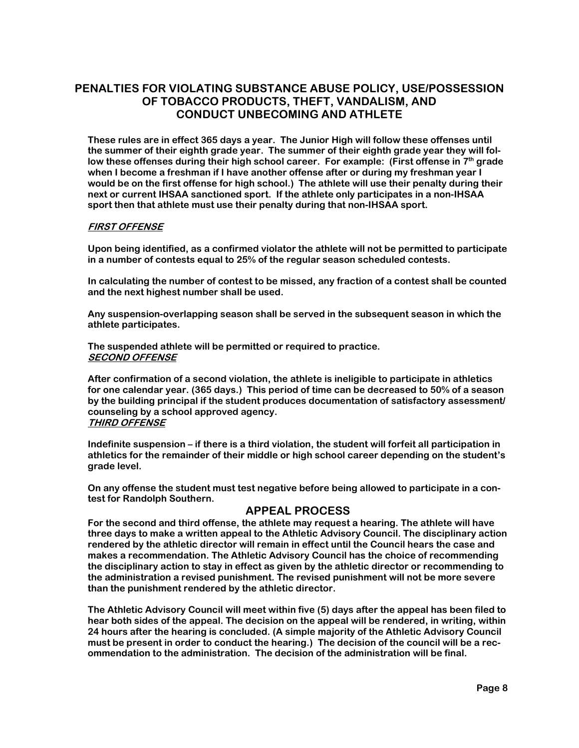## PENALTIES FOR VIOLATING SUBSTANCE ABUSE POLICY, USE/POSSESSION OF TOBACCO PRODUCTS, THEFT, VANDALISM, AND CONDUCT UNBECOMING AND ATHLETE

**These rules are in effect 365 days a year. The Junior High will follow these offenses until the summer of their eighth grade year. The summer of their eighth grade year they will follow these offenses during their high school career. For example: (First offense in 7th grade when I become a freshman if I have another offense after or during my freshman year I would be on the first offense for high school.) The athlete will use their penalty during their next or current IHSAA sanctioned sport. If the athlete only participates in a non-IHSAA sport then that athlete must use their penalty during that non-IHSAA sport.**

***FIRST OFFENSE***

**Upon being identified, as a confirmed violator the athlete will not be permitted to participate in a number of contests equal to 25% of the regular season scheduled contests.**

**In calculating the number of contest to be missed, any fraction of a contest shall be counted and the next highest number shall be used.**

**Any suspension-overlapping season shall be served in the subsequent season in which the athlete participates.**

**The suspended athlete will be permitted or required to practice.**

***SECOND OFFENSE***

**After confirmation of a second violation, the athlete is ineligible to participate in athletics for one calendar year. (365 days.) This period of time can be decreased to 50% of a season by the building principal if the student produces documentation of satisfactory assessment/ counseling by a school approved agency.**

***THIRD OFFENSE***

**Indefinite suspension – if there is a third violation, the student will forfeit all participation in athletics for the remainder of their middle or high school career depending on the student's grade level.**

**On any offense the student must test negative before being allowed to participate in a contest for Randolph Southern.**

### APPEAL PROCESS

**For the second and third offense, the athlete may request a hearing. The athlete will have three days to make a written appeal to the Athletic Advisory Council. The disciplinary action rendered by the athletic director will remain in effect until the Council hears the case and makes a recommendation. The Athletic Advisory Council has the choice of recommending the disciplinary action to stay in effect as given by the athletic director or recommending to the administration a revised punishment. The revised punishment will not be more severe than the punishment rendered by the athletic director.**

**The Athletic Advisory Council will meet within five (5) days after the appeal has been filed to hear both sides of the appeal. The decision on the appeal will be rendered, in writing, within 24 hours after the hearing is concluded. (A simple majority of the Athletic Advisory Council must be present in order to conduct the hearing.) The decision of the council will be a recommendation to the administration. The decision of the administration will be final.**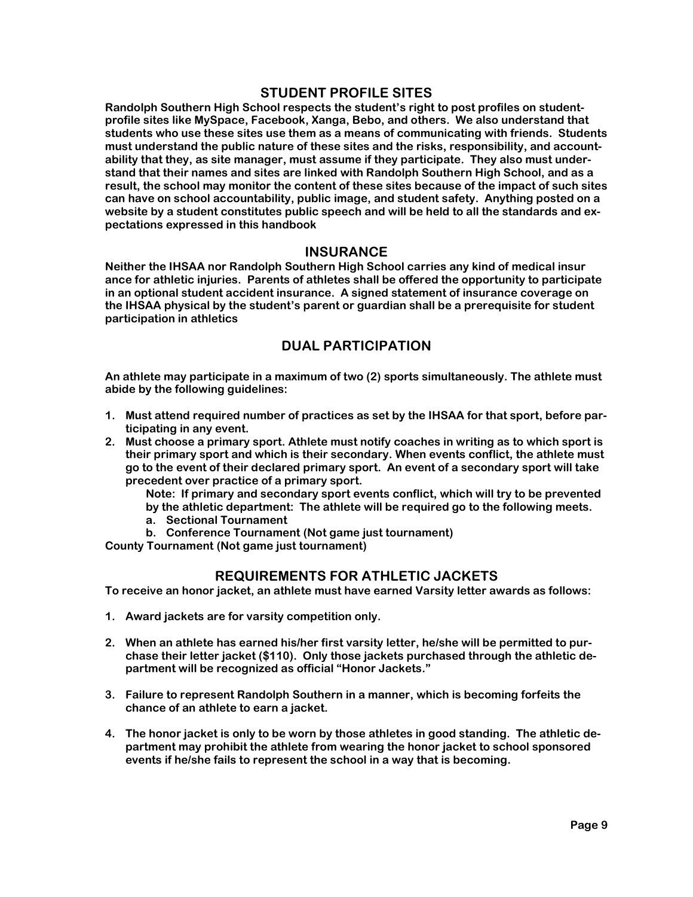## STUDENT PROFILE SITES

Randolph Southern High School respects the student's right to post profiles on student-profile sites like MySpace, Facebook, Xanga, Bebo, and others. We also understand that students who use these sites use them as a means of communicating with friends. Students must understand the public nature of these sites and the risks, responsibility, and accountability that they, as site manager, must assume if they participate. They also must understand that their names and sites are linked with Randolph Southern High School, and as a result, the school may monitor the content of these sites because of the impact of such sites can have on school accountability, public image, and student safety. Anything posted on a website by a student constitutes public speech and will be held to all the standards and expectations expressed in this handbook

## INSURANCE

Neither the IHSAA nor Randolph Southern High School carries any kind of medical insur ance for athletic injuries. Parents of athletes shall be offered the opportunity to participate in an optional student accident insurance. A signed statement of insurance coverage on the IHSAA physical by the student's parent or guardian shall be a prerequisite for student participation in athletics

## DUAL PARTICIPATION

An athlete may participate in a maximum of two (2) sports simultaneously. The athlete must abide by the following guidelines:

1. Must attend required number of practices as set by the IHSAA for that sport, before participating in any event.
2. Must choose a primary sport. Athlete must notify coaches in writing as to which sport is their primary sport and which is their secondary. When events conflict, the athlete must go to the event of their declared primary sport. An event of a secondary sport will take precedent over practice of a primary sport.

   Note: If primary and secondary sport events conflict, which will try to be prevented by the athletic department: The athlete will be required go to the following meets.

   a. Sectional Tournament
   b. Conference Tournament (Not game just tournament)

County Tournament (Not game just tournament)

## REQUIREMENTS FOR ATHLETIC JACKETS

To receive an honor jacket, an athlete must have earned Varsity letter awards as follows:

1. Award jackets are for varsity competition only.

2. When an athlete has earned his/her first varsity letter, he/she will be permitted to purchase their letter jacket ($110). Only those jackets purchased through the athletic department will be recognized as official "Honor Jackets."

3. Failure to represent Randolph Southern in a manner, which is becoming forfeits the chance of an athlete to earn a jacket.

4. The honor jacket is only to be worn by those athletes in good standing. The athletic department may prohibit the athlete from wearing the honor jacket to school sponsored events if he/she fails to represent the school in a way that is becoming.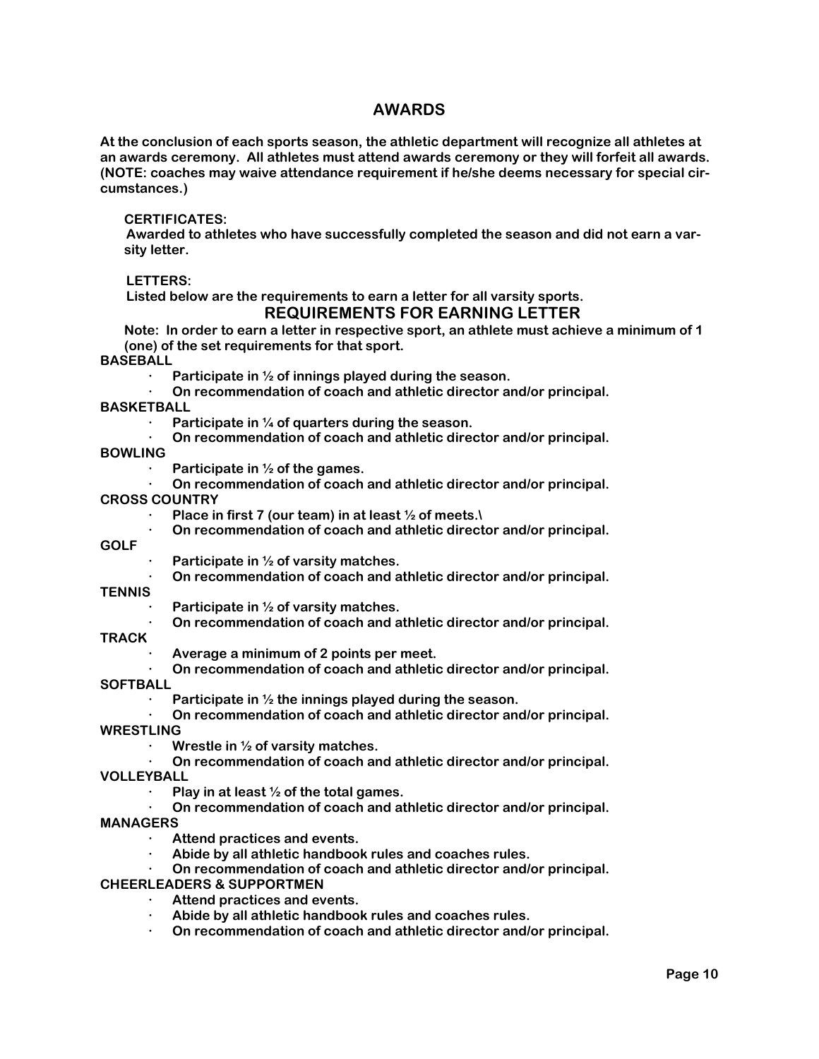## AWARDS

**At the conclusion of each sports season, the athletic department will recognize all athletes at an awards ceremony. All athletes must attend awards ceremony or they will forfeit all awards. (NOTE: coaches may waive attendance requirement if he/she deems necessary for special circumstances.)**

**CERTIFICATES:**
**Awarded to athletes who have successfully completed the season and did not earn a varsity letter.**

**LETTERS:**
**Listed below are the requirements to earn a letter for all varsity sports.**

### REQUIREMENTS FOR EARNING LETTER

**Note: In order to earn a letter in respective sport, an athlete must achieve a minimum of 1 (one) of the set requirements for that sport.**

**BASEBALL**
- Participate in ½ of innings played during the season.
- On recommendation of coach and athletic director and/or principal.

**BASKETBALL**
- Participate in ¼ of quarters during the season.
- On recommendation of coach and athletic director and/or principal.

**BOWLING**
- Participate in ½ of the games.
- On recommendation of coach and athletic director and/or principal.

**CROSS COUNTRY**
- Place in first 7 (our team) in at least ½ of meets.\
- On recommendation of coach and athletic director and/or principal.

**GOLF**
- Participate in ½ of varsity matches.
- On recommendation of coach and athletic director and/or principal.

**TENNIS**
- Participate in ½ of varsity matches.
- On recommendation of coach and athletic director and/or principal.

**TRACK**
- Average a minimum of 2 points per meet.
- On recommendation of coach and athletic director and/or principal.

**SOFTBALL**
- Participate in ½ the innings played during the season.
- On recommendation of coach and athletic director and/or principal.

**WRESTLING**
- Wrestle in ½ of varsity matches.
- On recommendation of coach and athletic director and/or principal.

**VOLLEYBALL**
- Play in at least ½ of the total games.
- On recommendation of coach and athletic director and/or principal.

**MANAGERS**
- Attend practices and events.
- Abide by all athletic handbook rules and coaches rules.
- On recommendation of coach and athletic director and/or principal.

**CHEERLEADERS & SUPPORTMEN**
- Attend practices and events.
- Abide by all athletic handbook rules and coaches rules.
- On recommendation of coach and athletic director and/or principal.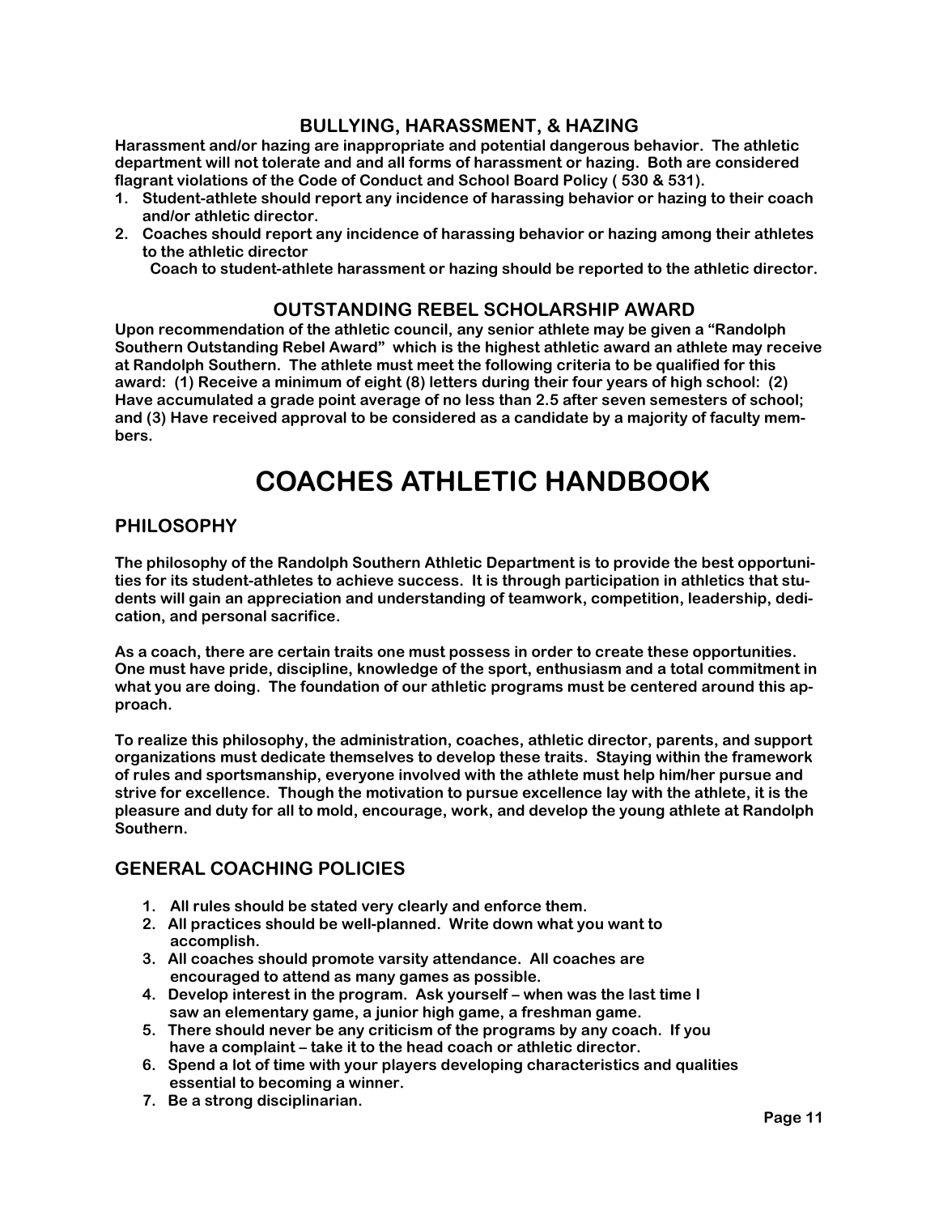## BULLYING, HARASSMENT, & HAZING

**Harassment and/or hazing are inappropriate and potential dangerous behavior. The athletic department will not tolerate and and all forms of harassment or hazing. Both are considered flagrant violations of the Code of Conduct and School Board Policy ( 530 & 531).**

1. **Student-athlete should report any incidence of harassing behavior or hazing to their coach and/or athletic director.**
2. **Coaches should report any incidence of harassing behavior or hazing among their athletes to the athletic director**

   **Coach to student-athlete harassment or hazing should be reported to the athletic director.**

## OUTSTANDING REBEL SCHOLARSHIP AWARD

**Upon recommendation of the athletic council, any senior athlete may be given a "Randolph Southern Outstanding Rebel Award" which is the highest athletic award an athlete may receive at Randolph Southern. The athlete must meet the following criteria to be qualified for this award: (1) Receive a minimum of eight (8) letters during their four years of high school: (2) Have accumulated a grade point average of no less than 2.5 after seven semesters of school; and (3) Have received approval to be considered as a candidate by a majority of faculty members.**

# COACHES ATHLETIC HANDBOOK

## PHILOSOPHY

**The philosophy of the Randolph Southern Athletic Department is to provide the best opportunities for its student-athletes to achieve success. It is through participation in athletics that students will gain an appreciation and understanding of teamwork, competition, leadership, dedication, and personal sacrifice.**

**As a coach, there are certain traits one must possess in order to create these opportunities. One must have pride, discipline, knowledge of the sport, enthusiasm and a total commitment in what you are doing. The foundation of our athletic programs must be centered around this approach.**

**To realize this philosophy, the administration, coaches, athletic director, parents, and support organizations must dedicate themselves to develop these traits. Staying within the framework of rules and sportsmanship, everyone involved with the athlete must help him/her pursue and strive for excellence. Though the motivation to pursue excellence lay with the athlete, it is the pleasure and duty for all to mold, encourage, work, and develop the young athlete at Randolph Southern.**

## GENERAL COACHING POLICIES

1. **All rules should be stated very clearly and enforce them.**
2. **All practices should be well-planned. Write down what you want to accomplish.**
3. **All coaches should promote varsity attendance. All coaches are encouraged to attend as many games as possible.**
4. **Develop interest in the program. Ask yourself – when was the last time I saw an elementary game, a junior high game, a freshman game.**
5. **There should never be any criticism of the programs by any coach. If you have a complaint – take it to the head coach or athletic director.**
6. **Spend a lot of time with your players developing characteristics and qualities essential to becoming a winner.**
7. **Be a strong disciplinarian.**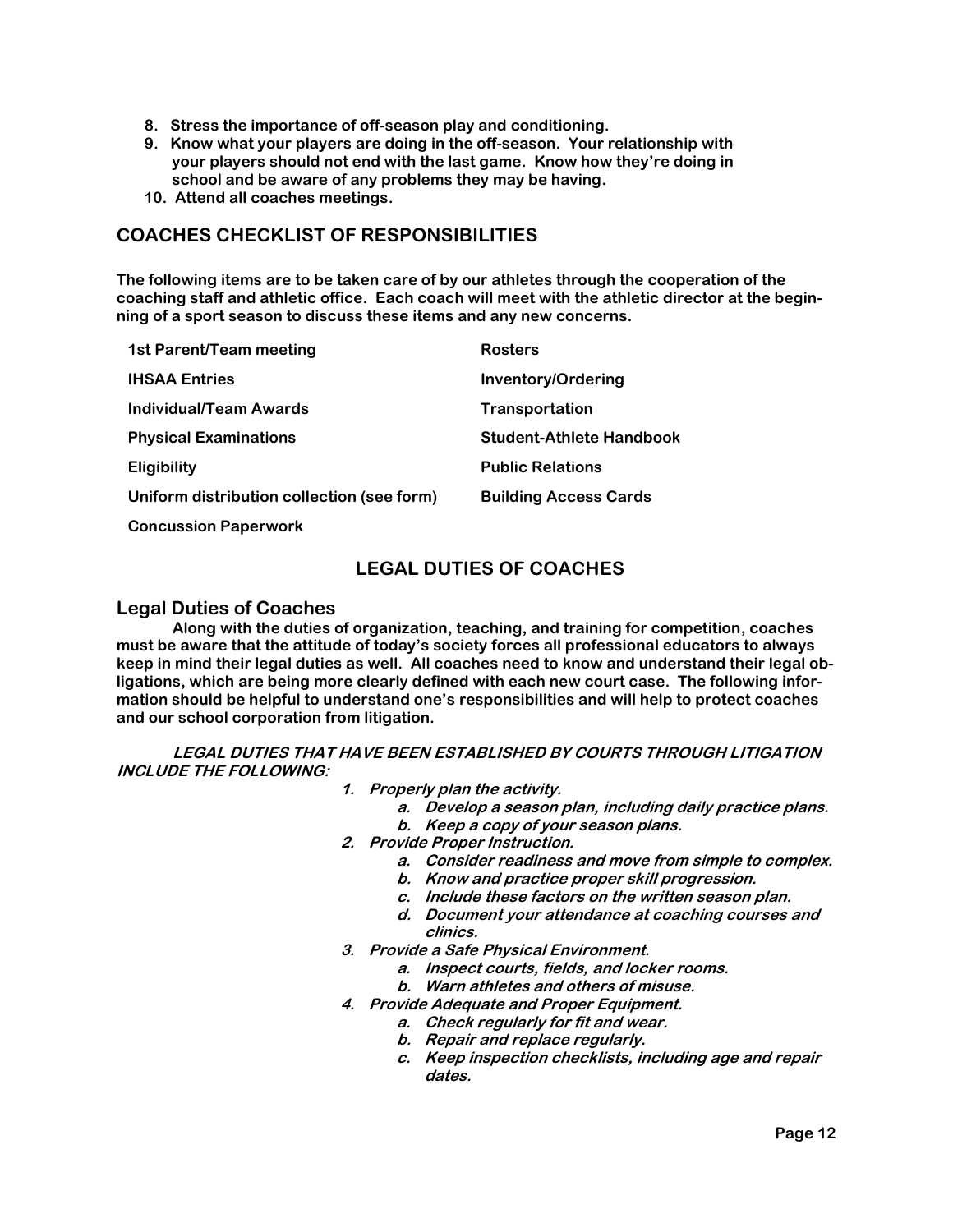8. Stress the importance of off-season play and conditioning.
9. Know what your players are doing in the off-season. Your relationship with your players should not end with the last game. Know how they're doing in school and be aware of any problems they may be having.
10. Attend all coaches meetings.

## COACHES CHECKLIST OF RESPONSIBILITIES

**The following items are to be taken care of by our athletes through the cooperation of the coaching staff and athletic office. Each coach will meet with the athletic director at the beginning of a sport season to discuss these items and any new concerns.**

| | |
|---|---|
| 1st Parent/Team meeting | Rosters |
| IHSAA Entries | Inventory/Ordering |
| Individual/Team Awards | Transportation |
| Physical Examinations | Student-Athlete Handbook |
| Eligibility | Public Relations |
| Uniform distribution collection (see form) | Building Access Cards |
| Concussion Paperwork | |

## LEGAL DUTIES OF COACHES

### Legal Duties of Coaches

**Along with the duties of organization, teaching, and training for competition, coaches must be aware that the attitude of today's society forces all professional educators to always keep in mind their legal duties as well. All coaches need to know and understand their legal obligations, which are being more clearly defined with each new court case. The following information should be helpful to understand one's responsibilities and will help to protect coaches and our school corporation from litigation.**

***LEGAL DUTIES THAT HAVE BEEN ESTABLISHED BY COURTS THROUGH LITIGATION INCLUDE THE FOLLOWING:***

1. *Properly plan the activity.*
   a. *Develop a season plan, including daily practice plans.*
   b. *Keep a copy of your season plans.*
2. *Provide Proper Instruction.*
   a. *Consider readiness and move from simple to complex.*
   b. *Know and practice proper skill progression.*
   c. *Include these factors on the written season plan.*
   d. *Document your attendance at coaching courses and clinics.*
3. *Provide a Safe Physical Environment.*
   a. *Inspect courts, fields, and locker rooms.*
   b. *Warn athletes and others of misuse.*
4. *Provide Adequate and Proper Equipment.*
   a. *Check regularly for fit and wear.*
   b. *Repair and replace regularly.*
   c. *Keep inspection checklists, including age and repair dates.*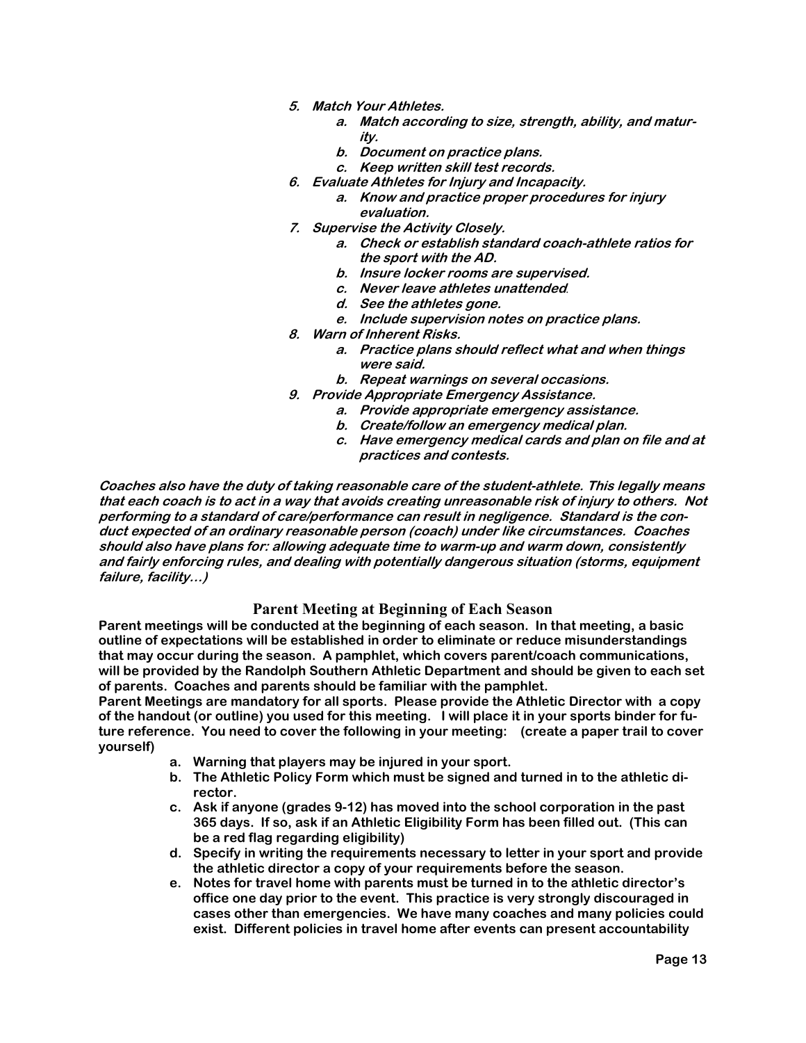5. ***Match Your Athletes.***
    a. ***Match according to size, strength, ability, and maturity.***
    b. ***Document on practice plans.***
    c. ***Keep written skill test records.***
6. ***Evaluate Athletes for Injury and Incapacity.***
    a. ***Know and practice proper procedures for injury evaluation.***
7. ***Supervise the Activity Closely.***
    a. ***Check or establish standard coach-athlete ratios for the sport with the AD.***
    b. ***Insure locker rooms are supervised.***
    c. ***Never leave athletes unattended.***
    d. ***See the athletes gone.***
    e. ***Include supervision notes on practice plans.***
8. ***Warn of Inherent Risks.***
    a. ***Practice plans should reflect what and when things were said.***
    b. ***Repeat warnings on several occasions.***
9. ***Provide Appropriate Emergency Assistance.***
    a. ***Provide appropriate emergency assistance.***
    b. ***Create/follow an emergency medical plan.***
    c. ***Have emergency medical cards and plan on file and at practices and contests.***

***Coaches also have the duty of taking reasonable care of the student-athlete. This legally means that each coach is to act in a way that avoids creating unreasonable risk of injury to others. Not performing to a standard of care/performance can result in negligence. Standard is the conduct expected of an ordinary reasonable person (coach) under like circumstances. Coaches should also have plans for: allowing adequate time to warm-up and warm down, consistently and fairly enforcing rules, and dealing with potentially dangerous situation (storms, equipment failure, facility…)***

## Parent Meeting at Beginning of Each Season

**Parent meetings will be conducted at the beginning of each season. In that meeting, a basic outline of expectations will be established in order to eliminate or reduce misunderstandings that may occur during the season. A pamphlet, which covers parent/coach communications, will be provided by the Randolph Southern Athletic Department and should be given to each set of parents. Coaches and parents should be familiar with the pamphlet.**

**Parent Meetings are mandatory for all sports. Please provide the Athletic Director with a copy of the handout (or outline) you used for this meeting. I will place it in your sports binder for future reference. You need to cover the following in your meeting: (create a paper trail to cover yourself)**

a. **Warning that players may be injured in your sport.**
b. **The Athletic Policy Form which must be signed and turned in to the athletic director.**
c. **Ask if anyone (grades 9-12) has moved into the school corporation in the past 365 days. If so, ask if an Athletic Eligibility Form has been filled out. (This can be a red flag regarding eligibility)**
d. **Specify in writing the requirements necessary to letter in your sport and provide the athletic director a copy of your requirements before the season.**
e. **Notes for travel home with parents must be turned in to the athletic director's office one day prior to the event. This practice is very strongly discouraged in cases other than emergencies. We have many coaches and many policies could exist. Different policies in travel home after events can present accountability**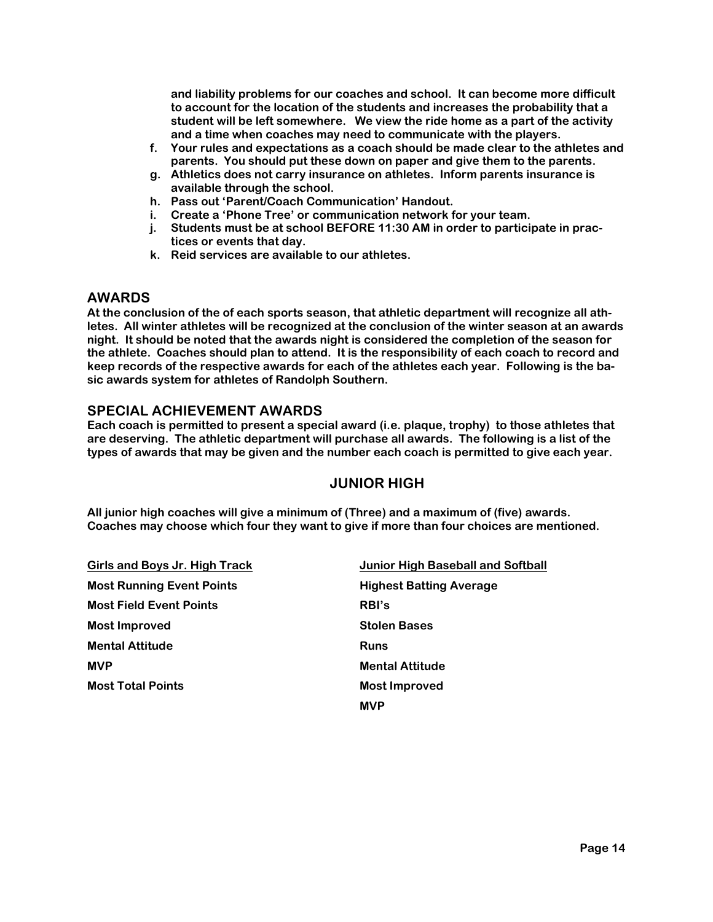and liability problems for our coaches and school. It can become more difficult to account for the location of the students and increases the probability that a student will be left somewhere. We view the ride home as a part of the activity and a time when coaches may need to communicate with the players.

f. Your rules and expectations as a coach should be made clear to the athletes and parents. You should put these down on paper and give them to the parents.
g. Athletics does not carry insurance on athletes. Inform parents insurance is available through the school.
h. Pass out 'Parent/Coach Communication' Handout.
i. Create a 'Phone Tree' or communication network for your team.
j. Students must be at school BEFORE 11:30 AM in order to participate in practices or events that day.
k. Reid services are available to our athletes.

## AWARDS

**At the conclusion of the of each sports season, that athletic department will recognize all athletes. All winter athletes will be recognized at the conclusion of the winter season at an awards night. It should be noted that the awards night is considered the completion of the season for the athlete. Coaches should plan to attend. It is the responsibility of each coach to record and keep records of the respective awards for each of the athletes each year. Following is the basic awards system for athletes of Randolph Southern.**

## SPECIAL ACHIEVEMENT AWARDS

**Each coach is permitted to present a special award (i.e. plaque, trophy) to those athletes that are deserving. The athletic department will purchase all awards. The following is a list of the types of awards that may be given and the number each coach is permitted to give each year.**

### JUNIOR HIGH

**All junior high coaches will give a minimum of (Three) and a maximum of (five) awards. Coaches may choose which four they want to give if more than four choices are mentioned.**

| Girls and Boys Jr. High Track | Junior High Baseball and Softball |
|---|---|
| Most Running Event Points | Highest Batting Average |
| Most Field Event Points | RBI's |
| Most Improved | Stolen Bases |
| Mental Attitude | Runs |
| MVP | Mental Attitude |
| Most Total Points | Most Improved |
| | MVP |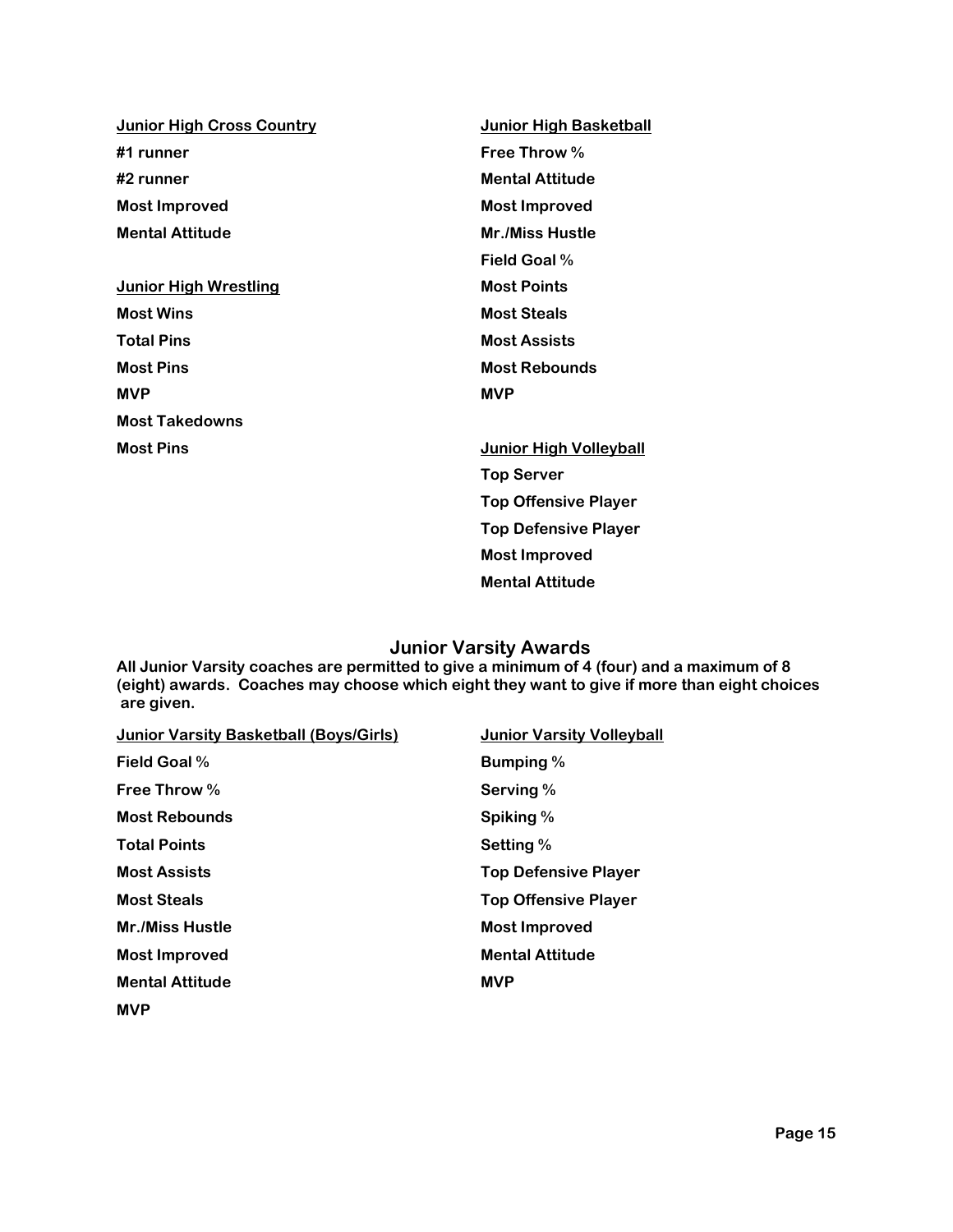**Junior High Cross Country**

**#1 runner**

**#2 runner**

**Most Improved**

**Mental Attitude**

**Junior High Wrestling**

**Most Wins**

**Total Pins**

**Most Pins**

**MVP**

**Most Takedowns**

**Most Pins**

**Junior High Basketball**

**Free Throw %**

**Mental Attitude**

**Most Improved**

**Mr./Miss Hustle**

**Field Goal %**

**Most Points**

**Most Steals**

**Most Assists**

**Most Rebounds**

**MVP**

**Junior High Volleyball**

**Top Server**

**Top Offensive Player**

**Top Defensive Player**

**Most Improved**

**Mental Attitude**

## Junior Varsity Awards

**All Junior Varsity coaches are permitted to give a minimum of 4 (four) and a maximum of 8 (eight) awards. Coaches may choose which eight they want to give if more than eight choices are given.**

**Junior Varsity Basketball (Boys/Girls)**

**Field Goal %**

**Free Throw %**

**Most Rebounds**

**Total Points**

**Most Assists**

**Most Steals**

**Mr./Miss Hustle**

**Most Improved**

**Mental Attitude**

**MVP**

**Junior Varsity Volleyball**

**Bumping %**

**Serving %**

**Spiking %**

**Setting %**

**Top Defensive Player**

**Top Offensive Player**

**Most Improved**

**Mental Attitude**

**MVP**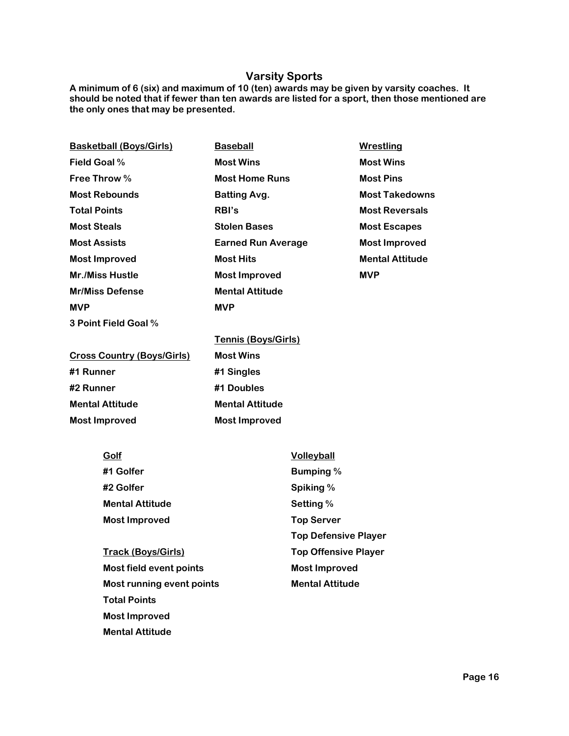## Varsity Sports

**A minimum of 6 (six) and maximum of 10 (ten) awards may be given by varsity coaches. It should be noted that if fewer than ten awards are listed for a sport, then those mentioned are the only ones that may be presented.**

**Basketball (Boys/Girls)**

- Field Goal %
- Free Throw %
- Most Rebounds
- Total Points
- Most Steals
- Most Assists
- Most Improved
- Mr./Miss Hustle
- Mr/Miss Defense
- MVP
- 3 Point Field Goal %

**Baseball**

- Most Wins
- Most Home Runs
- Batting Avg.
- RBI's
- Stolen Bases
- Earned Run Average
- Most Hits
- Most Improved
- Mental Attitude
- MVP

**Wrestling**

- Most Wins
- Most Pins
- Most Takedowns
- Most Reversals
- Most Escapes
- Most Improved
- Mental Attitude
- MVP

**Cross Country (Boys/Girls)**

- #1 Runner
- #2 Runner
- Mental Attitude
- Most Improved

**Tennis (Boys/Girls)**

- Most Wins
- #1 Singles
- #1 Doubles
- Mental Attitude
- Most Improved

**Golf**

- #1 Golfer
- #2 Golfer
- Mental Attitude
- Most Improved

**Track (Boys/Girls)**

- Most field event points
- Most running event points
- Total Points
- Most Improved
- Mental Attitude

**Volleyball**

- Bumping %
- Spiking %
- Setting %
- Top Server
- Top Defensive Player
- Top Offensive Player
- Most Improved
- Mental Attitude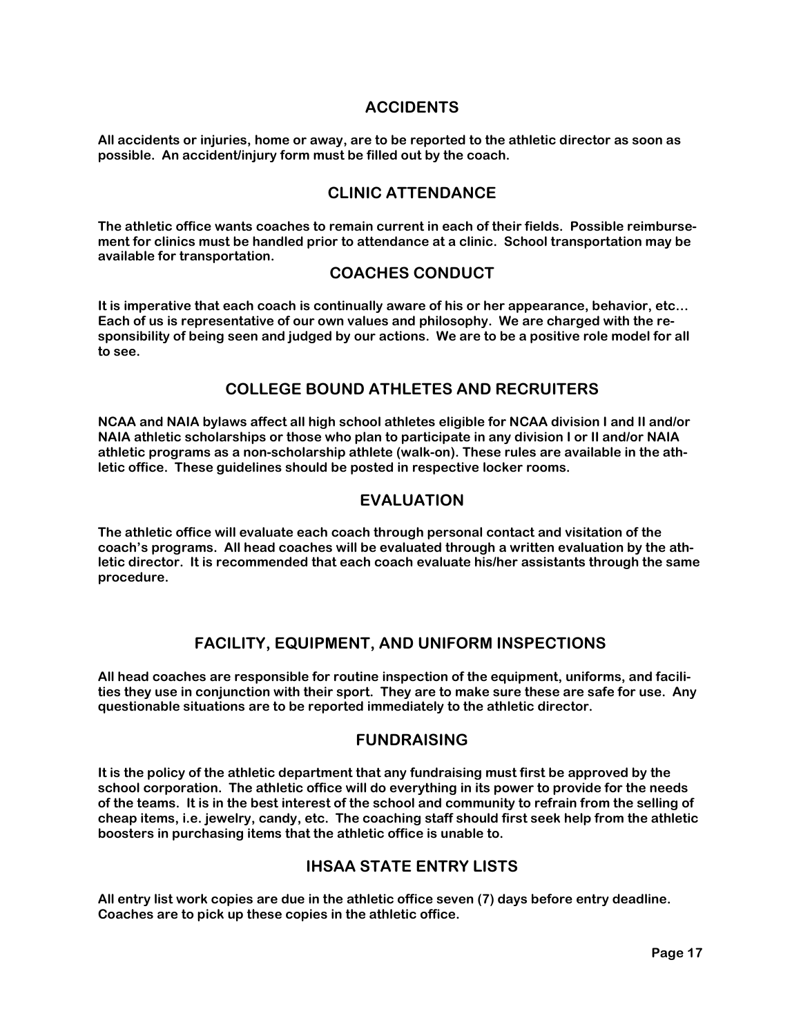## ACCIDENTS

All accidents or injuries, home or away, are to be reported to the athletic director as soon as possible. An accident/injury form must be filled out by the coach.

## CLINIC ATTENDANCE

The athletic office wants coaches to remain current in each of their fields. Possible reimbursement for clinics must be handled prior to attendance at a clinic. School transportation may be available for transportation.

## COACHES CONDUCT

It is imperative that each coach is continually aware of his or her appearance, behavior, etc… Each of us is representative of our own values and philosophy. We are charged with the responsibility of being seen and judged by our actions. We are to be a positive role model for all to see.

## COLLEGE BOUND ATHLETES AND RECRUITERS

NCAA and NAIA bylaws affect all high school athletes eligible for NCAA division I and II and/or NAIA athletic scholarships or those who plan to participate in any division I or II and/or NAIA athletic programs as a non-scholarship athlete (walk-on). These rules are available in the athletic office. These guidelines should be posted in respective locker rooms.

## EVALUATION

The athletic office will evaluate each coach through personal contact and visitation of the coach's programs. All head coaches will be evaluated through a written evaluation by the athletic director. It is recommended that each coach evaluate his/her assistants through the same procedure.

## FACILITY, EQUIPMENT, AND UNIFORM INSPECTIONS

All head coaches are responsible for routine inspection of the equipment, uniforms, and facilities they use in conjunction with their sport. They are to make sure these are safe for use. Any questionable situations are to be reported immediately to the athletic director.

## FUNDRAISING

It is the policy of the athletic department that any fundraising must first be approved by the school corporation. The athletic office will do everything in its power to provide for the needs of the teams. It is in the best interest of the school and community to refrain from the selling of cheap items, i.e. jewelry, candy, etc. The coaching staff should first seek help from the athletic boosters in purchasing items that the athletic office is unable to.

## IHSAA STATE ENTRY LISTS

All entry list work copies are due in the athletic office seven (7) days before entry deadline. Coaches are to pick up these copies in the athletic office.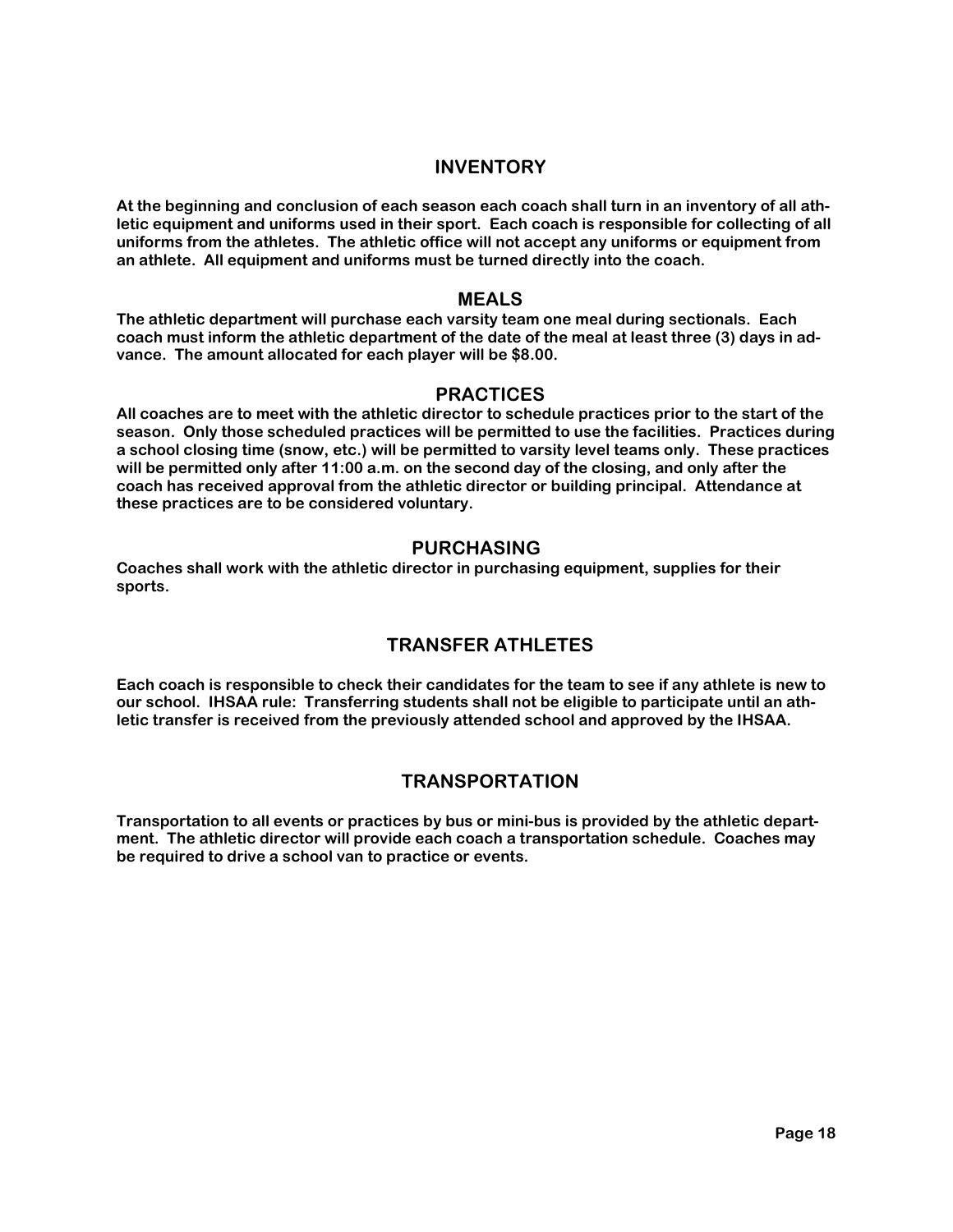## INVENTORY

At the beginning and conclusion of each season each coach shall turn in an inventory of all athletic equipment and uniforms used in their sport. Each coach is responsible for collecting of all uniforms from the athletes. The athletic office will not accept any uniforms or equipment from an athlete. All equipment and uniforms must be turned directly into the coach.

## MEALS

The athletic department will purchase each varsity team one meal during sectionals. Each coach must inform the athletic department of the date of the meal at least three (3) days in advance. The amount allocated for each player will be $8.00.

## PRACTICES

All coaches are to meet with the athletic director to schedule practices prior to the start of the season. Only those scheduled practices will be permitted to use the facilities. Practices during a school closing time (snow, etc.) will be permitted to varsity level teams only. These practices will be permitted only after 11:00 a.m. on the second day of the closing, and only after the coach has received approval from the athletic director or building principal. Attendance at these practices are to be considered voluntary.

## PURCHASING

Coaches shall work with the athletic director in purchasing equipment, supplies for their sports.

## TRANSFER ATHLETES

Each coach is responsible to check their candidates for the team to see if any athlete is new to our school. IHSAA rule: Transferring students shall not be eligible to participate until an athletic transfer is received from the previously attended school and approved by the IHSAA.

## TRANSPORTATION

Transportation to all events or practices by bus or mini-bus is provided by the athletic department. The athletic director will provide each coach a transportation schedule. Coaches may be required to drive a school van to practice or events.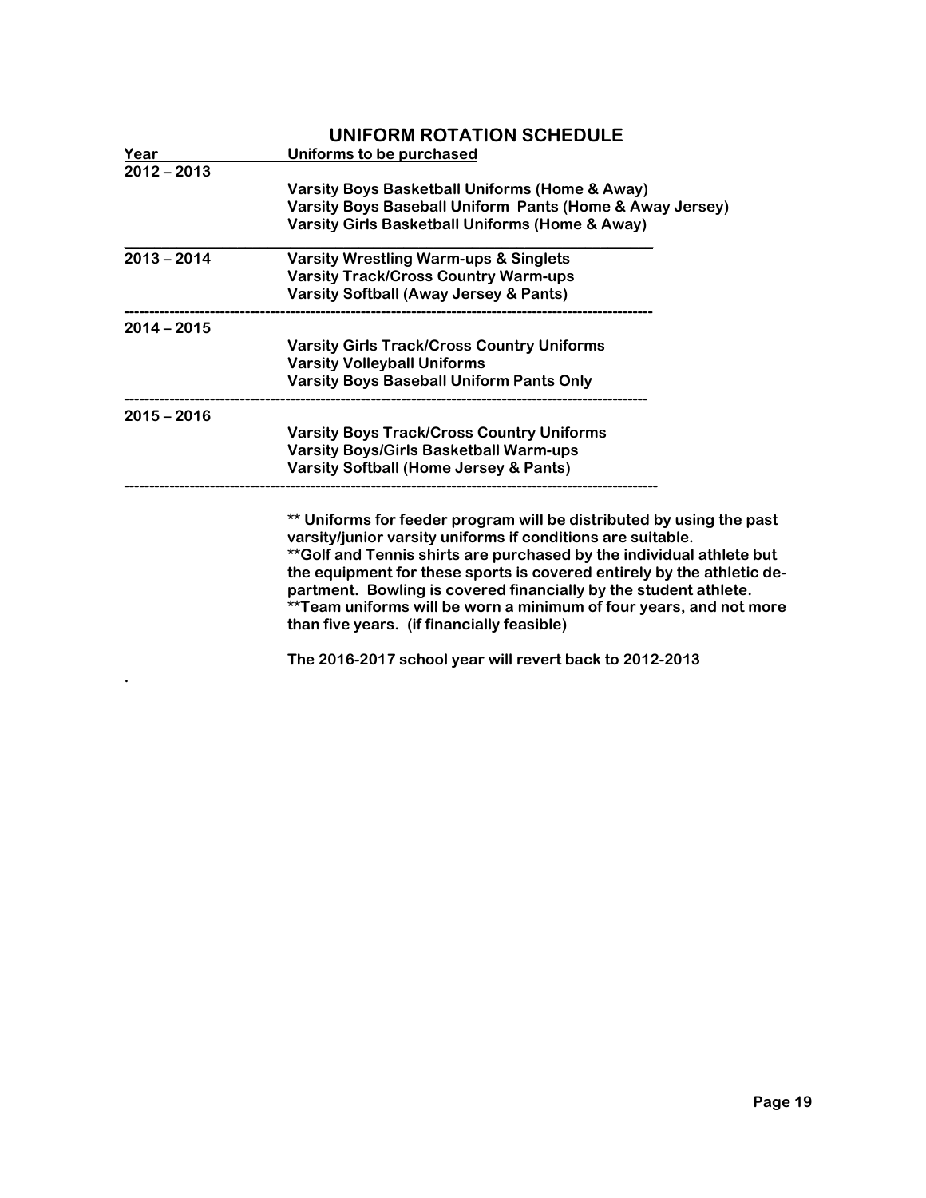## UNIFORM ROTATION SCHEDULE

| Year | Uniforms to be purchased |
|---|---|
| 2012 – 2013 | Varsity Boys Basketball Uniforms (Home & Away)<br>Varsity Boys Baseball Uniform Pants (Home & Away Jersey)<br>Varsity Girls Basketball Uniforms (Home & Away) |
| 2013 – 2014 | Varsity Wrestling Warm-ups & Singlets<br>Varsity Track/Cross Country Warm-ups<br>Varsity Softball (Away Jersey & Pants) |
| 2014 – 2015 | Varsity Girls Track/Cross Country Uniforms<br>Varsity Volleyball Uniforms<br>Varsity Boys Baseball Uniform Pants Only |
| 2015 – 2016 | Varsity Boys Track/Cross Country Uniforms<br>Varsity Boys/Girls Basketball Warm-ups<br>Varsity Softball (Home Jersey & Pants) |

**** Uniforms for feeder program will be distributed by using the past varsity/junior varsity uniforms if conditions are suitable.**

****Golf and Tennis shirts are purchased by the individual athlete but the equipment for these sports is covered entirely by the athletic department. Bowling is covered financially by the student athlete.**

****Team uniforms will be worn a minimum of four years, and not more than five years. (if financially feasible)**

**The 2016-2017 school year will revert back to 2012-2013**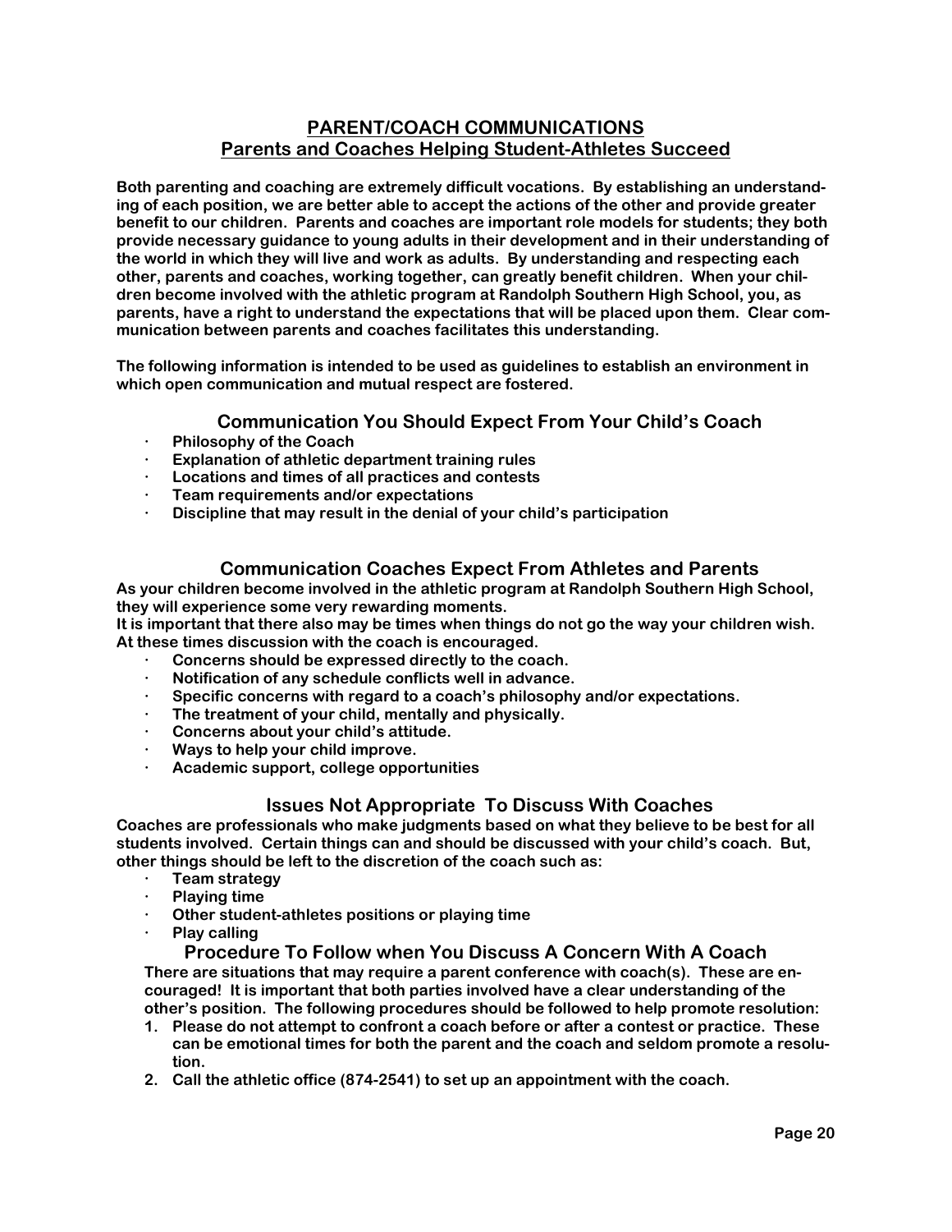## PARENT/COACH COMMUNICATIONS
## Parents and Coaches Helping Student-Athletes Succeed

**Both parenting and coaching are extremely difficult vocations. By establishing an understanding of each position, we are better able to accept the actions of the other and provide greater benefit to our children. Parents and coaches are important role models for students; they both provide necessary guidance to young adults in their development and in their understanding of the world in which they will live and work as adults. By understanding and respecting each other, parents and coaches, working together, can greatly benefit children. When your children become involved with the athletic program at Randolph Southern High School, you, as parents, have a right to understand the expectations that will be placed upon them. Clear communication between parents and coaches facilitates this understanding.**

**The following information is intended to be used as guidelines to establish an environment in which open communication and mutual respect are fostered.**

### Communication You Should Expect From Your Child's Coach

- **Philosophy of the Coach**
- **Explanation of athletic department training rules**
- **Locations and times of all practices and contests**
- **Team requirements and/or expectations**
- **Discipline that may result in the denial of your child's participation**

### Communication Coaches Expect From Athletes and Parents

**As your children become involved in the athletic program at Randolph Southern High School, they will experience some very rewarding moments.**
**It is important that there also may be times when things do not go the way your children wish. At these times discussion with the coach is encouraged.**

- **Concerns should be expressed directly to the coach.**
- **Notification of any schedule conflicts well in advance.**
- **Specific concerns with regard to a coach's philosophy and/or expectations.**
- **The treatment of your child, mentally and physically.**
- **Concerns about your child's attitude.**
- **Ways to help your child improve.**
- **Academic support, college opportunities**

### Issues Not Appropriate To Discuss With Coaches

**Coaches are professionals who make judgments based on what they believe to be best for all students involved. Certain things can and should be discussed with your child's coach. But, other things should be left to the discretion of the coach such as:**

- **Team strategy**
- **Playing time**
- **Other student-athletes positions or playing time**
- **Play calling**

### Procedure To Follow when You Discuss A Concern With A Coach

**There are situations that may require a parent conference with coach(s). These are encouraged! It is important that both parties involved have a clear understanding of the other's position. The following procedures should be followed to help promote resolution:**

1. **Please do not attempt to confront a coach before or after a contest or practice. These can be emotional times for both the parent and the coach and seldom promote a resolution.**
2. **Call the athletic office (874-2541) to set up an appointment with the coach.**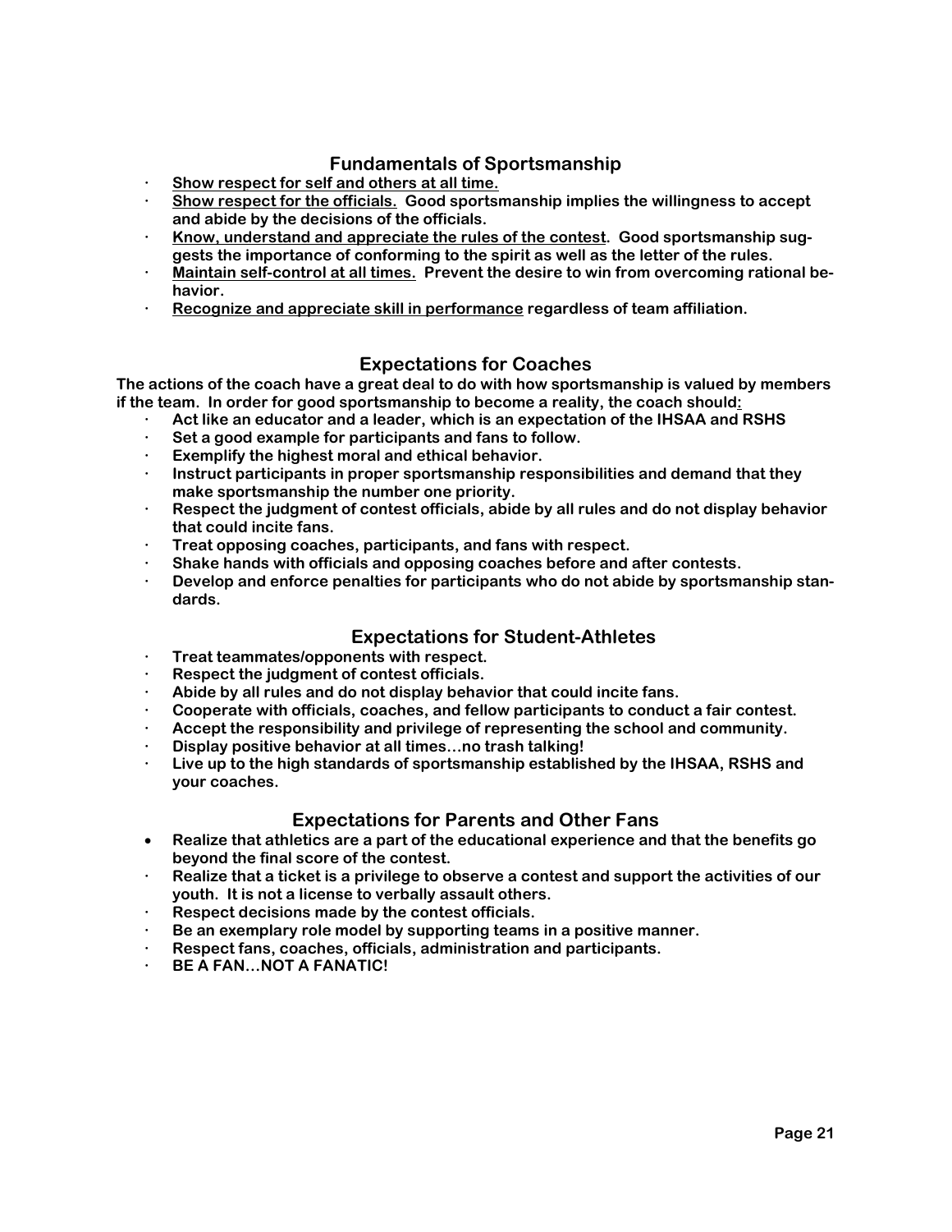## Fundamentals of Sportsmanship

- **Show respect for self and others at all time.**
- **Show respect for the officials. Good sportsmanship implies the willingness to accept and abide by the decisions of the officials.**
- **Know, understand and appreciate the rules of the contest. Good sportsmanship suggests the importance of conforming to the spirit as well as the letter of the rules.**
- **Maintain self-control at all times. Prevent the desire to win from overcoming rational behavior.**
- **Recognize and appreciate skill in performance regardless of team affiliation.**

## Expectations for Coaches

**The actions of the coach have a great deal to do with how sportsmanship is valued by members if the team. In order for good sportsmanship to become a reality, the coach should:**

- **Act like an educator and a leader, which is an expectation of the IHSAA and RSHS**
- **Set a good example for participants and fans to follow.**
- **Exemplify the highest moral and ethical behavior.**
- **Instruct participants in proper sportsmanship responsibilities and demand that they make sportsmanship the number one priority.**
- **Respect the judgment of contest officials, abide by all rules and do not display behavior that could incite fans.**
- **Treat opposing coaches, participants, and fans with respect.**
- **Shake hands with officials and opposing coaches before and after contests.**
- **Develop and enforce penalties for participants who do not abide by sportsmanship standards.**

## Expectations for Student-Athletes

- **Treat teammates/opponents with respect.**
- **Respect the judgment of contest officials.**
- **Abide by all rules and do not display behavior that could incite fans.**
- **Cooperate with officials, coaches, and fellow participants to conduct a fair contest.**
- **Accept the responsibility and privilege of representing the school and community.**
- **Display positive behavior at all times…no trash talking!**
- **Live up to the high standards of sportsmanship established by the IHSAA, RSHS and your coaches.**

## Expectations for Parents and Other Fans

- **Realize that athletics are a part of the educational experience and that the benefits go beyond the final score of the contest.**
- **Realize that a ticket is a privilege to observe a contest and support the activities of our youth. It is not a license to verbally assault others.**
- **Respect decisions made by the contest officials.**
- **Be an exemplary role model by supporting teams in a positive manner.**
- **Respect fans, coaches, officials, administration and participants.**
- **BE A FAN…NOT A FANATIC!**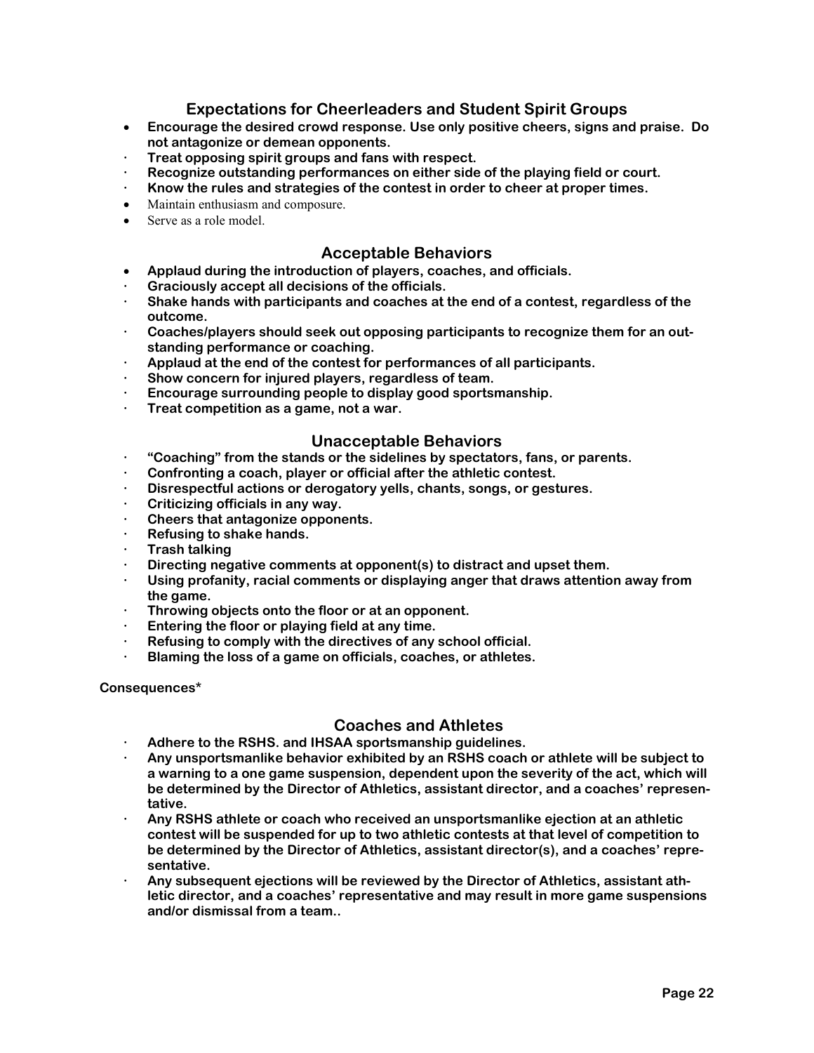## Expectations for Cheerleaders and Student Spirit Groups

- **Encourage the desired crowd response. Use only positive cheers, signs and praise. Do not antagonize or demean opponents.**
- **Treat opposing spirit groups and fans with respect.**
- **Recognize outstanding performances on either side of the playing field or court.**
- **Know the rules and strategies of the contest in order to cheer at proper times.**
- Maintain enthusiasm and composure.
- Serve as a role model.

## Acceptable Behaviors

- **Applaud during the introduction of players, coaches, and officials.**
- **Graciously accept all decisions of the officials.**
- **Shake hands with participants and coaches at the end of a contest, regardless of the outcome.**
- **Coaches/players should seek out opposing participants to recognize them for an outstanding performance or coaching.**
- **Applaud at the end of the contest for performances of all participants.**
- **Show concern for injured players, regardless of team.**
- **Encourage surrounding people to display good sportsmanship.**
- **Treat competition as a game, not a war.**

## Unacceptable Behaviors

- **"Coaching" from the stands or the sidelines by spectators, fans, or parents.**
- **Confronting a coach, player or official after the athletic contest.**
- **Disrespectful actions or derogatory yells, chants, songs, or gestures.**
- **Criticizing officials in any way.**
- **Cheers that antagonize opponents.**
- **Refusing to shake hands.**
- **Trash talking**
- **Directing negative comments at opponent(s) to distract and upset them.**
- **Using profanity, racial comments or displaying anger that draws attention away from the game.**
- **Throwing objects onto the floor or at an opponent.**
- **Entering the floor or playing field at any time.**
- **Refusing to comply with the directives of any school official.**
- **Blaming the loss of a game on officials, coaches, or athletes.**

**Consequences***

## Coaches and Athletes

- **Adhere to the RSHS. and IHSAA sportsmanship guidelines.**
- **Any unsportsmanlike behavior exhibited by an RSHS coach or athlete will be subject to a warning to a one game suspension, dependent upon the severity of the act, which will be determined by the Director of Athletics, assistant director, and a coaches' representative.**
- **Any RSHS athlete or coach who received an unsportsmanlike ejection at an athletic contest will be suspended for up to two athletic contests at that level of competition to be determined by the Director of Athletics, assistant director(s), and a coaches' representative.**
- **Any subsequent ejections will be reviewed by the Director of Athletics, assistant athletic director, and a coaches' representative and may result in more game suspensions and/or dismissal from a team..**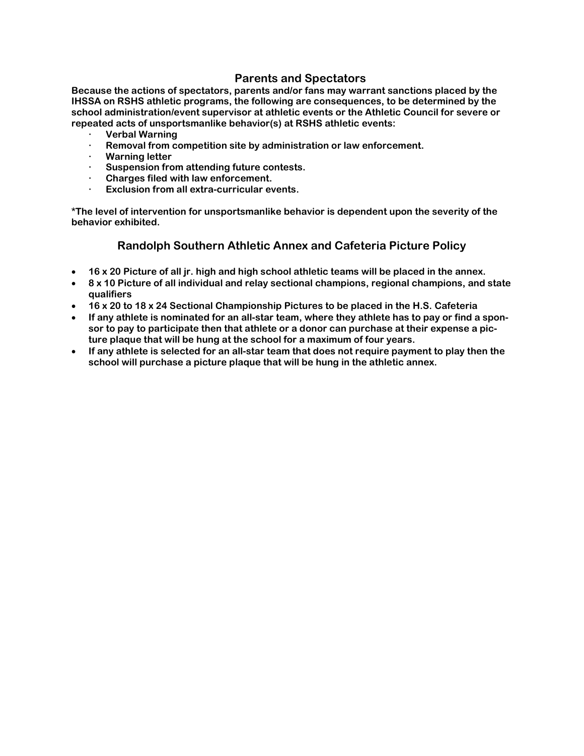## Parents and Spectators

**Because the actions of spectators, parents and/or fans may warrant sanctions placed by the IHSSA on RSHS athletic programs, the following are consequences, to be determined by the school administration/event supervisor at athletic events or the Athletic Council for severe or repeated acts of unsportsmanlike behavior(s) at RSHS athletic events:**

- **Verbal Warning**
- **Removal from competition site by administration or law enforcement.**
- **Warning letter**
- **Suspension from attending future contests.**
- **Charges filed with law enforcement.**
- **Exclusion from all extra-curricular events.**

**\*The level of intervention for unsportsmanlike behavior is dependent upon the severity of the behavior exhibited.**

## Randolph Southern Athletic Annex and Cafeteria Picture Policy

- **16 x 20 Picture of all jr. high and high school athletic teams will be placed in the annex.**
- **8 x 10 Picture of all individual and relay sectional champions, regional champions, and state qualifiers**
- **16 x 20 to 18 x 24 Sectional Championship Pictures to be placed in the H.S. Cafeteria**
- **If any athlete is nominated for an all-star team, where they athlete has to pay or find a sponsor to pay to participate then that athlete or a donor can purchase at their expense a picture plaque that will be hung at the school for a maximum of four years.**
- **If any athlete is selected for an all-star team that does not require payment to play then the school will purchase a picture plaque that will be hung in the athletic annex.**